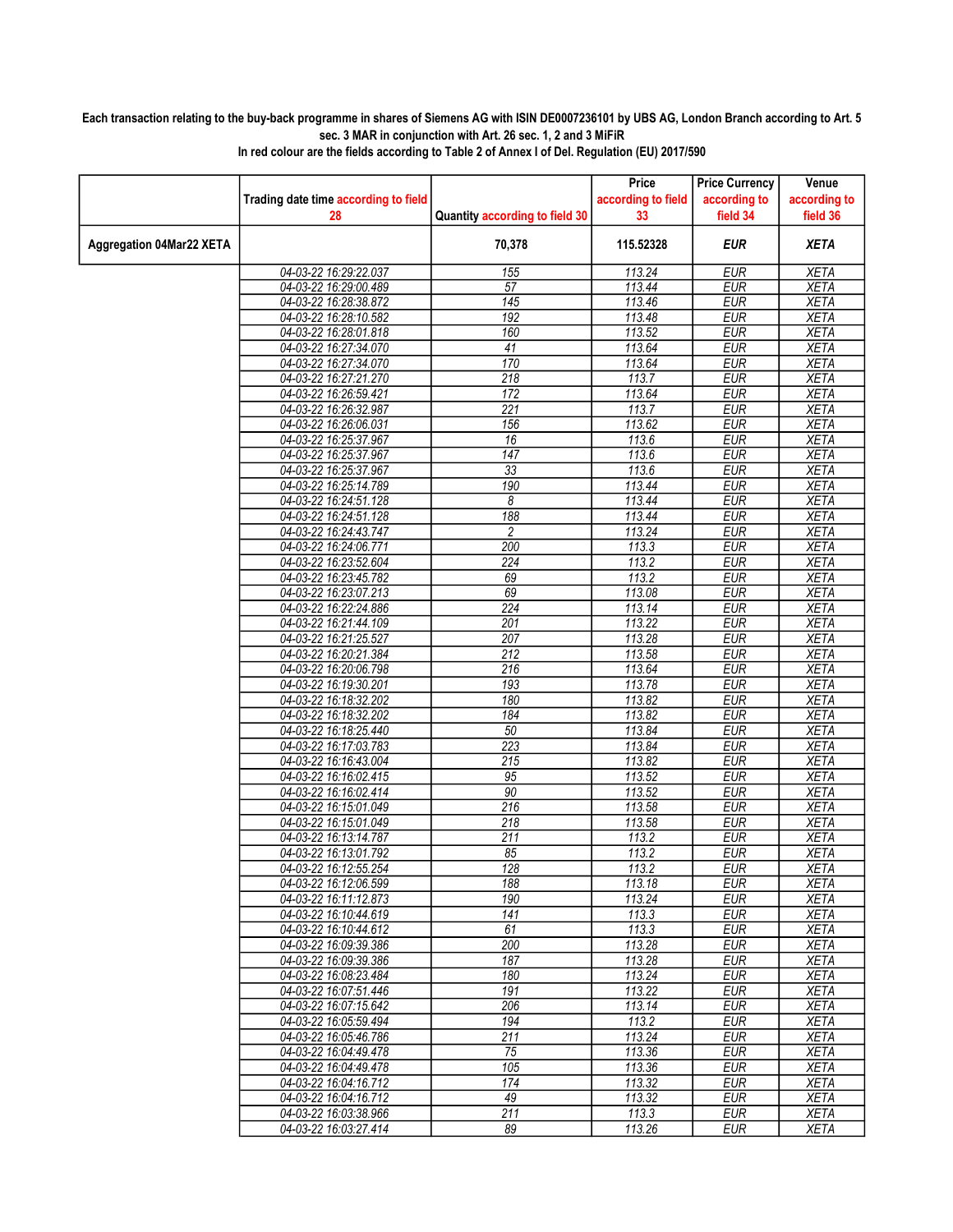**Each transaction relating to the buy-back programme in shares of Siemens AG with ISIN DE0007236101 by UBS AG, London Branch according to Art. 5 sec. 3 MAR in conjunction with Art. 26 sec. 1, 2 and 3 MiFiR**

**In red colour are the fields according to Table 2 of Annex I of Del. Regulation (EU) 2017/590**

| | Trading date time according to field 28 | Quantity according to field 30 | Price according to field 33 | Price Currency according to field 34 | Venue according to field 36 |
|---|---|---|---|---|---|
| **Aggregation 04Mar22 XETA** | | **70,378** | **115.52328** | ***EUR*** | ***XETA*** |
| | *04-03-22 16:29:22.037* | *155* | *113.24* | *EUR* | *XETA* |
| | *04-03-22 16:29:00.489* | *57* | *113.44* | *EUR* | *XETA* |
| | *04-03-22 16:28:38.872* | *145* | *113.46* | *EUR* | *XETA* |
| | *04-03-22 16:28:10.582* | *192* | *113.48* | *EUR* | *XETA* |
| | *04-03-22 16:28:01.818* | *160* | *113.52* | *EUR* | *XETA* |
| | *04-03-22 16:27:34.070* | *41* | *113.64* | *EUR* | *XETA* |
| | *04-03-22 16:27:34.070* | *170* | *113.64* | *EUR* | *XETA* |
| | *04-03-22 16:27:21.270* | *218* | *113.7* | *EUR* | *XETA* |
| | *04-03-22 16:26:59.421* | *172* | *113.64* | *EUR* | *XETA* |
| | *04-03-22 16:26:32.987* | *221* | *113.7* | *EUR* | *XETA* |
| | *04-03-22 16:26:06.031* | *156* | *113.62* | *EUR* | *XETA* |
| | *04-03-22 16:25:37.967* | *16* | *113.6* | *EUR* | *XETA* |
| | *04-03-22 16:25:37.967* | *147* | *113.6* | *EUR* | *XETA* |
| | *04-03-22 16:25:37.967* | *33* | *113.6* | *EUR* | *XETA* |
| | *04-03-22 16:25:14.789* | *190* | *113.44* | *EUR* | *XETA* |
| | *04-03-22 16:24:51.128* | *8* | *113.44* | *EUR* | *XETA* |
| | *04-03-22 16:24:51.128* | *188* | *113.44* | *EUR* | *XETA* |
| | *04-03-22 16:24:43.747* | *2* | *113.24* | *EUR* | *XETA* |
| | *04-03-22 16:24:06.771* | *200* | *113.3* | *EUR* | *XETA* |
| | *04-03-22 16:23:52.604* | *224* | *113.2* | *EUR* | *XETA* |
| | *04-03-22 16:23:45.782* | *69* | *113.2* | *EUR* | *XETA* |
| | *04-03-22 16:23:07.213* | *69* | *113.08* | *EUR* | *XETA* |
| | *04-03-22 16:22:24.886* | *224* | *113.14* | *EUR* | *XETA* |
| | *04-03-22 16:21:44.109* | *201* | *113.22* | *EUR* | *XETA* |
| | *04-03-22 16:21:25.527* | *207* | *113.28* | *EUR* | *XETA* |
| | *04-03-22 16:20:21.384* | *212* | *113.58* | *EUR* | *XETA* |
| | *04-03-22 16:20:06.798* | *216* | *113.64* | *EUR* | *XETA* |
| | *04-03-22 16:19:30.201* | *193* | *113.78* | *EUR* | *XETA* |
| | *04-03-22 16:18:32.202* | *180* | *113.82* | *EUR* | *XETA* |
| | *04-03-22 16:18:32.202* | *184* | *113.82* | *EUR* | *XETA* |
| | *04-03-22 16:18:25.440* | *50* | *113.84* | *EUR* | *XETA* |
| | *04-03-22 16:17:03.783* | *223* | *113.84* | *EUR* | *XETA* |
| | *04-03-22 16:16:43.004* | *215* | *113.82* | *EUR* | *XETA* |
| | *04-03-22 16:16:02.415* | *95* | *113.52* | *EUR* | *XETA* |
| | *04-03-22 16:16:02.414* | *90* | *113.52* | *EUR* | *XETA* |
| | *04-03-22 16:15:01.049* | *216* | *113.58* | *EUR* | *XETA* |
| | *04-03-22 16:15:01.049* | *218* | *113.58* | *EUR* | *XETA* |
| | *04-03-22 16:13:14.787* | *211* | *113.2* | *EUR* | *XETA* |
| | *04-03-22 16:13:01.792* | *85* | *113.2* | *EUR* | *XETA* |
| | *04-03-22 16:12:55.254* | *128* | *113.2* | *EUR* | *XETA* |
| | *04-03-22 16:12:06.599* | *188* | *113.18* | *EUR* | *XETA* |
| | *04-03-22 16:11:12.873* | *190* | *113.24* | *EUR* | *XETA* |
| | *04-03-22 16:10:44.619* | *141* | *113.3* | *EUR* | *XETA* |
| | *04-03-22 16:10:44.612* | *61* | *113.3* | *EUR* | *XETA* |
| | *04-03-22 16:09:39.386* | *200* | *113.28* | *EUR* | *XETA* |
| | *04-03-22 16:09:39.386* | *187* | *113.28* | *EUR* | *XETA* |
| | *04-03-22 16:08:23.484* | *180* | *113.24* | *EUR* | *XETA* |
| | *04-03-22 16:07:51.446* | *191* | *113.22* | *EUR* | *XETA* |
| | *04-03-22 16:07:15.642* | *206* | *113.14* | *EUR* | *XETA* |
| | *04-03-22 16:05:59.494* | *194* | *113.2* | *EUR* | *XETA* |
| | *04-03-22 16:05:46.786* | *211* | *113.24* | *EUR* | *XETA* |
| | *04-03-22 16:04:49.478* | *75* | *113.36* | *EUR* | *XETA* |
| | *04-03-22 16:04:49.478* | *105* | *113.36* | *EUR* | *XETA* |
| | *04-03-22 16:04:16.712* | *174* | *113.32* | *EUR* | *XETA* |
| | *04-03-22 16:04:16.712* | *49* | *113.32* | *EUR* | *XETA* |
| | *04-03-22 16:03:38.966* | *211* | *113.3* | *EUR* | *XETA* |
| | *04-03-22 16:03:27.414* | *89* | *113.26* | *EUR* | *XETA* |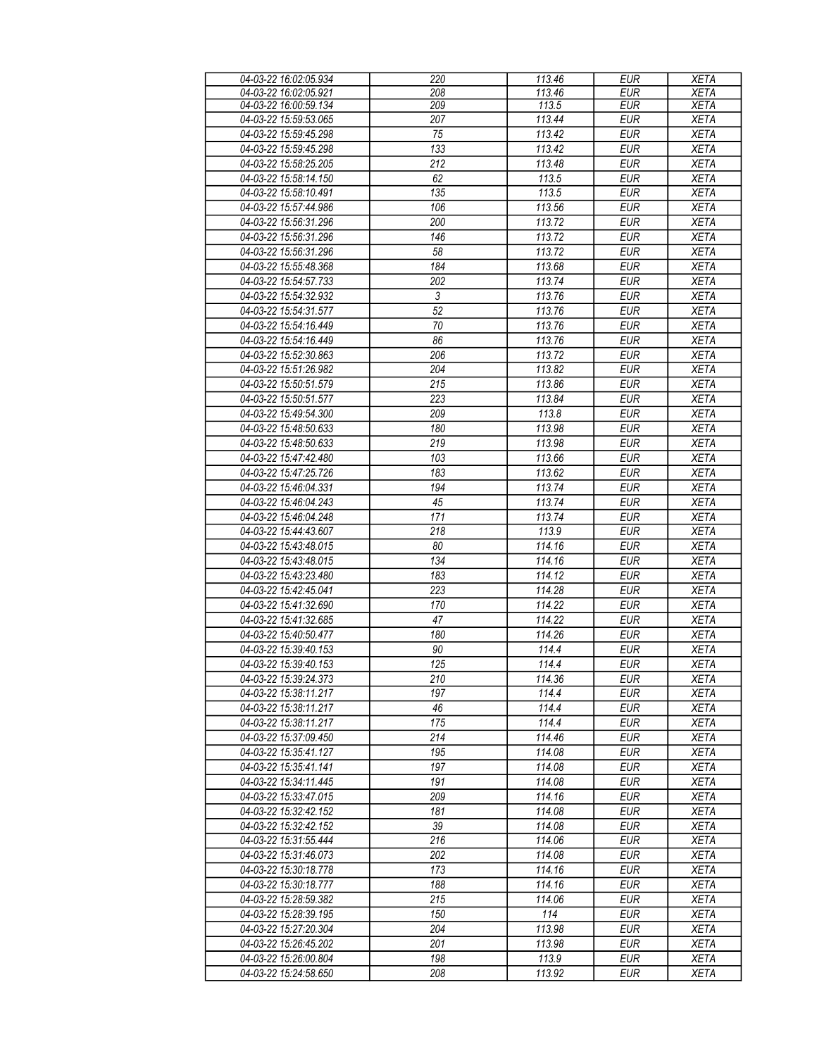| | | | | |
|---|---|---|---|---|
| 04-03-22 16:02:05.934 | 220 | 113.46 | EUR | XETA |
| 04-03-22 16:02:05.921 | 208 | 113.46 | EUR | XETA |
| 04-03-22 16:00:59.134 | 209 | 113.5 | EUR | XETA |
| 04-03-22 15:59:53.065 | 207 | 113.44 | EUR | XETA |
| 04-03-22 15:59:45.298 | 75 | 113.42 | EUR | XETA |
| 04-03-22 15:59:45.298 | 133 | 113.42 | EUR | XETA |
| 04-03-22 15:58:25.205 | 212 | 113.48 | EUR | XETA |
| 04-03-22 15:58:14.150 | 62 | 113.5 | EUR | XETA |
| 04-03-22 15:58:10.491 | 135 | 113.5 | EUR | XETA |
| 04-03-22 15:57:44.986 | 106 | 113.56 | EUR | XETA |
| 04-03-22 15:56:31.296 | 200 | 113.72 | EUR | XETA |
| 04-03-22 15:56:31.296 | 146 | 113.72 | EUR | XETA |
| 04-03-22 15:56:31.296 | 58 | 113.72 | EUR | XETA |
| 04-03-22 15:55:48.368 | 184 | 113.68 | EUR | XETA |
| 04-03-22 15:54:57.733 | 202 | 113.74 | EUR | XETA |
| 04-03-22 15:54:32.932 | 3 | 113.76 | EUR | XETA |
| 04-03-22 15:54:31.577 | 52 | 113.76 | EUR | XETA |
| 04-03-22 15:54:16.449 | 70 | 113.76 | EUR | XETA |
| 04-03-22 15:54:16.449 | 86 | 113.76 | EUR | XETA |
| 04-03-22 15:52:30.863 | 206 | 113.72 | EUR | XETA |
| 04-03-22 15:51:26.982 | 204 | 113.82 | EUR | XETA |
| 04-03-22 15:50:51.579 | 215 | 113.86 | EUR | XETA |
| 04-03-22 15:50:51.577 | 223 | 113.84 | EUR | XETA |
| 04-03-22 15:49:54.300 | 209 | 113.8 | EUR | XETA |
| 04-03-22 15:48:50.633 | 180 | 113.98 | EUR | XETA |
| 04-03-22 15:48:50.633 | 219 | 113.98 | EUR | XETA |
| 04-03-22 15:47:42.480 | 103 | 113.66 | EUR | XETA |
| 04-03-22 15:47:25.726 | 183 | 113.62 | EUR | XETA |
| 04-03-22 15:46:04.331 | 194 | 113.74 | EUR | XETA |
| 04-03-22 15:46:04.243 | 45 | 113.74 | EUR | XETA |
| 04-03-22 15:46:04.248 | 171 | 113.74 | EUR | XETA |
| 04-03-22 15:44:43.607 | 218 | 113.9 | EUR | XETA |
| 04-03-22 15:43:48.015 | 80 | 114.16 | EUR | XETA |
| 04-03-22 15:43:48.015 | 134 | 114.16 | EUR | XETA |
| 04-03-22 15:43:23.480 | 183 | 114.12 | EUR | XETA |
| 04-03-22 15:42:45.041 | 223 | 114.28 | EUR | XETA |
| 04-03-22 15:41:32.690 | 170 | 114.22 | EUR | XETA |
| 04-03-22 15:41:32.685 | 47 | 114.22 | EUR | XETA |
| 04-03-22 15:40:50.477 | 180 | 114.26 | EUR | XETA |
| 04-03-22 15:39:40.153 | 90 | 114.4 | EUR | XETA |
| 04-03-22 15:39:40.153 | 125 | 114.4 | EUR | XETA |
| 04-03-22 15:39:24.373 | 210 | 114.36 | EUR | XETA |
| 04-03-22 15:38:11.217 | 197 | 114.4 | EUR | XETA |
| 04-03-22 15:38:11.217 | 46 | 114.4 | EUR | XETA |
| 04-03-22 15:38:11.217 | 175 | 114.4 | EUR | XETA |
| 04-03-22 15:37:09.450 | 214 | 114.46 | EUR | XETA |
| 04-03-22 15:35:41.127 | 195 | 114.08 | EUR | XETA |
| 04-03-22 15:35:41.141 | 197 | 114.08 | EUR | XETA |
| 04-03-22 15:34:11.445 | 191 | 114.08 | EUR | XETA |
| 04-03-22 15:33:47.015 | 209 | 114.16 | EUR | XETA |
| 04-03-22 15:32:42.152 | 181 | 114.08 | EUR | XETA |
| 04-03-22 15:32:42.152 | 39 | 114.08 | EUR | XETA |
| 04-03-22 15:31:55.444 | 216 | 114.06 | EUR | XETA |
| 04-03-22 15:31:46.073 | 202 | 114.08 | EUR | XETA |
| 04-03-22 15:30:18.778 | 173 | 114.16 | EUR | XETA |
| 04-03-22 15:30:18.777 | 188 | 114.16 | EUR | XETA |
| 04-03-22 15:28:59.382 | 215 | 114.06 | EUR | XETA |
| 04-03-22 15:28:39.195 | 150 | 114 | EUR | XETA |
| 04-03-22 15:27:20.304 | 204 | 113.98 | EUR | XETA |
| 04-03-22 15:26:45.202 | 201 | 113.98 | EUR | XETA |
| 04-03-22 15:26:00.804 | 198 | 113.9 | EUR | XETA |
| 04-03-22 15:24:58.650 | 208 | 113.92 | EUR | XETA |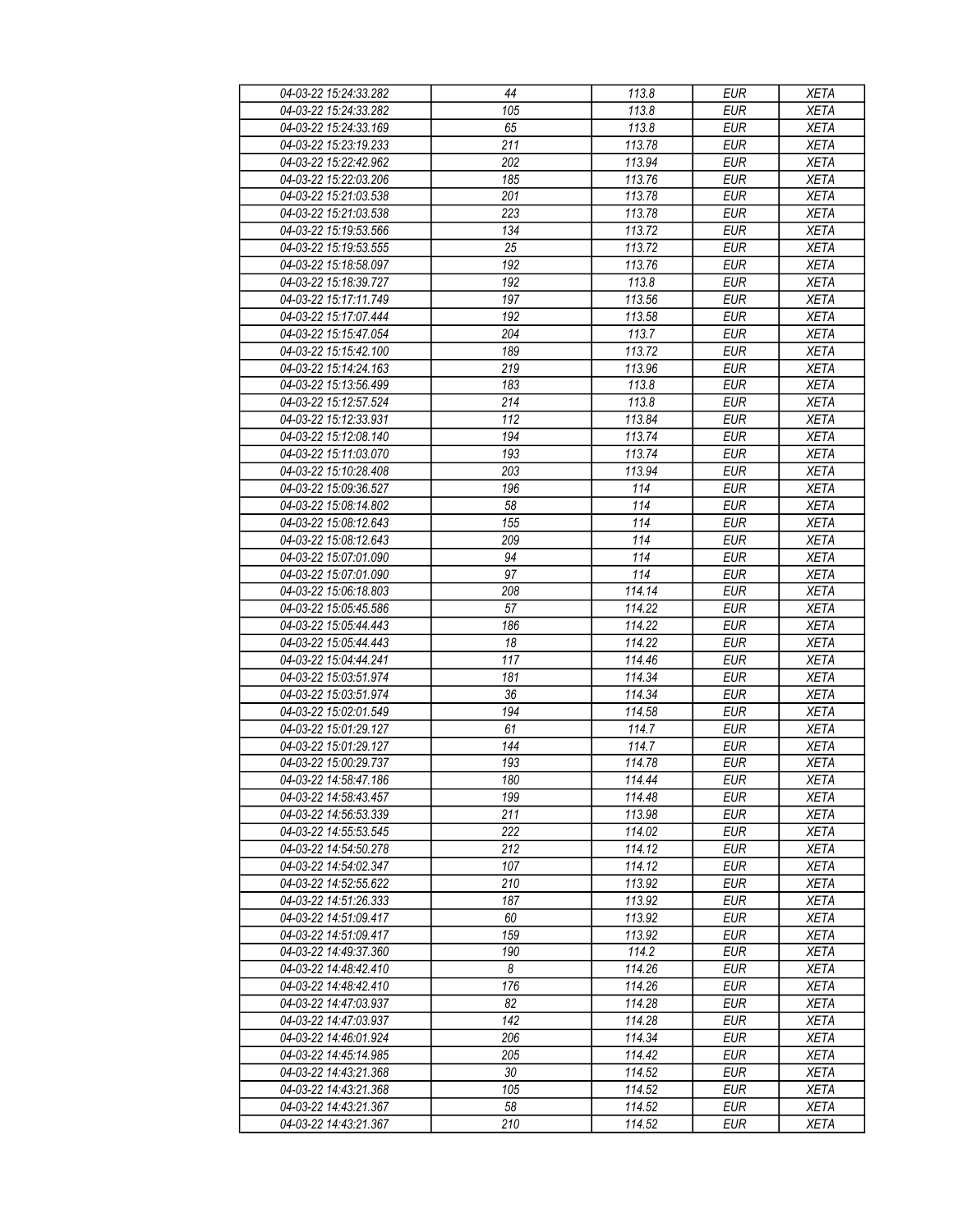| 04-03-22 15:24:33.282 | 44 | 113.8 | EUR | XETA |
|---|---|---|---|---|
| 04-03-22 15:24:33.282 | 105 | 113.8 | EUR | XETA |
| 04-03-22 15:24:33.169 | 65 | 113.8 | EUR | XETA |
| 04-03-22 15:23:19.233 | 211 | 113.78 | EUR | XETA |
| 04-03-22 15:22:42.962 | 202 | 113.94 | EUR | XETA |
| 04-03-22 15:22:03.206 | 185 | 113.76 | EUR | XETA |
| 04-03-22 15:21:03.538 | 201 | 113.78 | EUR | XETA |
| 04-03-22 15:21:03.538 | 223 | 113.78 | EUR | XETA |
| 04-03-22 15:19:53.566 | 134 | 113.72 | EUR | XETA |
| 04-03-22 15:19:53.555 | 25 | 113.72 | EUR | XETA |
| 04-03-22 15:18:58.097 | 192 | 113.76 | EUR | XETA |
| 04-03-22 15:18:39.727 | 192 | 113.8 | EUR | XETA |
| 04-03-22 15:17:11.749 | 197 | 113.56 | EUR | XETA |
| 04-03-22 15:17:07.444 | 192 | 113.58 | EUR | XETA |
| 04-03-22 15:15:47.054 | 204 | 113.7 | EUR | XETA |
| 04-03-22 15:15:42.100 | 189 | 113.72 | EUR | XETA |
| 04-03-22 15:14:24.163 | 219 | 113.96 | EUR | XETA |
| 04-03-22 15:13:56.499 | 183 | 113.8 | EUR | XETA |
| 04-03-22 15:12:57.524 | 214 | 113.8 | EUR | XETA |
| 04-03-22 15:12:33.931 | 112 | 113.84 | EUR | XETA |
| 04-03-22 15:12:08.140 | 194 | 113.74 | EUR | XETA |
| 04-03-22 15:11:03.070 | 193 | 113.74 | EUR | XETA |
| 04-03-22 15:10:28.408 | 203 | 113.94 | EUR | XETA |
| 04-03-22 15:09:36.527 | 196 | 114 | EUR | XETA |
| 04-03-22 15:08:14.802 | 58 | 114 | EUR | XETA |
| 04-03-22 15:08:12.643 | 155 | 114 | EUR | XETA |
| 04-03-22 15:08:12.643 | 209 | 114 | EUR | XETA |
| 04-03-22 15:07:01.090 | 94 | 114 | EUR | XETA |
| 04-03-22 15:07:01.090 | 97 | 114 | EUR | XETA |
| 04-03-22 15:06:18.803 | 208 | 114.14 | EUR | XETA |
| 04-03-22 15:05:45.586 | 57 | 114.22 | EUR | XETA |
| 04-03-22 15:05:44.443 | 186 | 114.22 | EUR | XETA |
| 04-03-22 15:05:44.443 | 18 | 114.22 | EUR | XETA |
| 04-03-22 15:04:44.241 | 117 | 114.46 | EUR | XETA |
| 04-03-22 15:03:51.974 | 181 | 114.34 | EUR | XETA |
| 04-03-22 15:03:51.974 | 36 | 114.34 | EUR | XETA |
| 04-03-22 15:02:01.549 | 194 | 114.58 | EUR | XETA |
| 04-03-22 15:01:29.127 | 61 | 114.7 | EUR | XETA |
| 04-03-22 15:01:29.127 | 144 | 114.7 | EUR | XETA |
| 04-03-22 15:00:29.737 | 193 | 114.78 | EUR | XETA |
| 04-03-22 14:58:47.186 | 180 | 114.44 | EUR | XETA |
| 04-03-22 14:58:43.457 | 199 | 114.48 | EUR | XETA |
| 04-03-22 14:56:53.339 | 211 | 113.98 | EUR | XETA |
| 04-03-22 14:55:53.545 | 222 | 114.02 | EUR | XETA |
| 04-03-22 14:54:50.278 | 212 | 114.12 | EUR | XETA |
| 04-03-22 14:54:02.347 | 107 | 114.12 | EUR | XETA |
| 04-03-22 14:52:55.622 | 210 | 113.92 | EUR | XETA |
| 04-03-22 14:51:26.333 | 187 | 113.92 | EUR | XETA |
| 04-03-22 14:51:09.417 | 60 | 113.92 | EUR | XETA |
| 04-03-22 14:51:09.417 | 159 | 113.92 | EUR | XETA |
| 04-03-22 14:49:37.360 | 190 | 114.2 | EUR | XETA |
| 04-03-22 14:48:42.410 | 8 | 114.26 | EUR | XETA |
| 04-03-22 14:48:42.410 | 176 | 114.26 | EUR | XETA |
| 04-03-22 14:47:03.937 | 82 | 114.28 | EUR | XETA |
| 04-03-22 14:47:03.937 | 142 | 114.28 | EUR | XETA |
| 04-03-22 14:46:01.924 | 206 | 114.34 | EUR | XETA |
| 04-03-22 14:45:14.985 | 205 | 114.42 | EUR | XETA |
| 04-03-22 14:43:21.368 | 30 | 114.52 | EUR | XETA |
| 04-03-22 14:43:21.368 | 105 | 114.52 | EUR | XETA |
| 04-03-22 14:43:21.367 | 58 | 114.52 | EUR | XETA |
| 04-03-22 14:43:21.367 | 210 | 114.52 | EUR | XETA |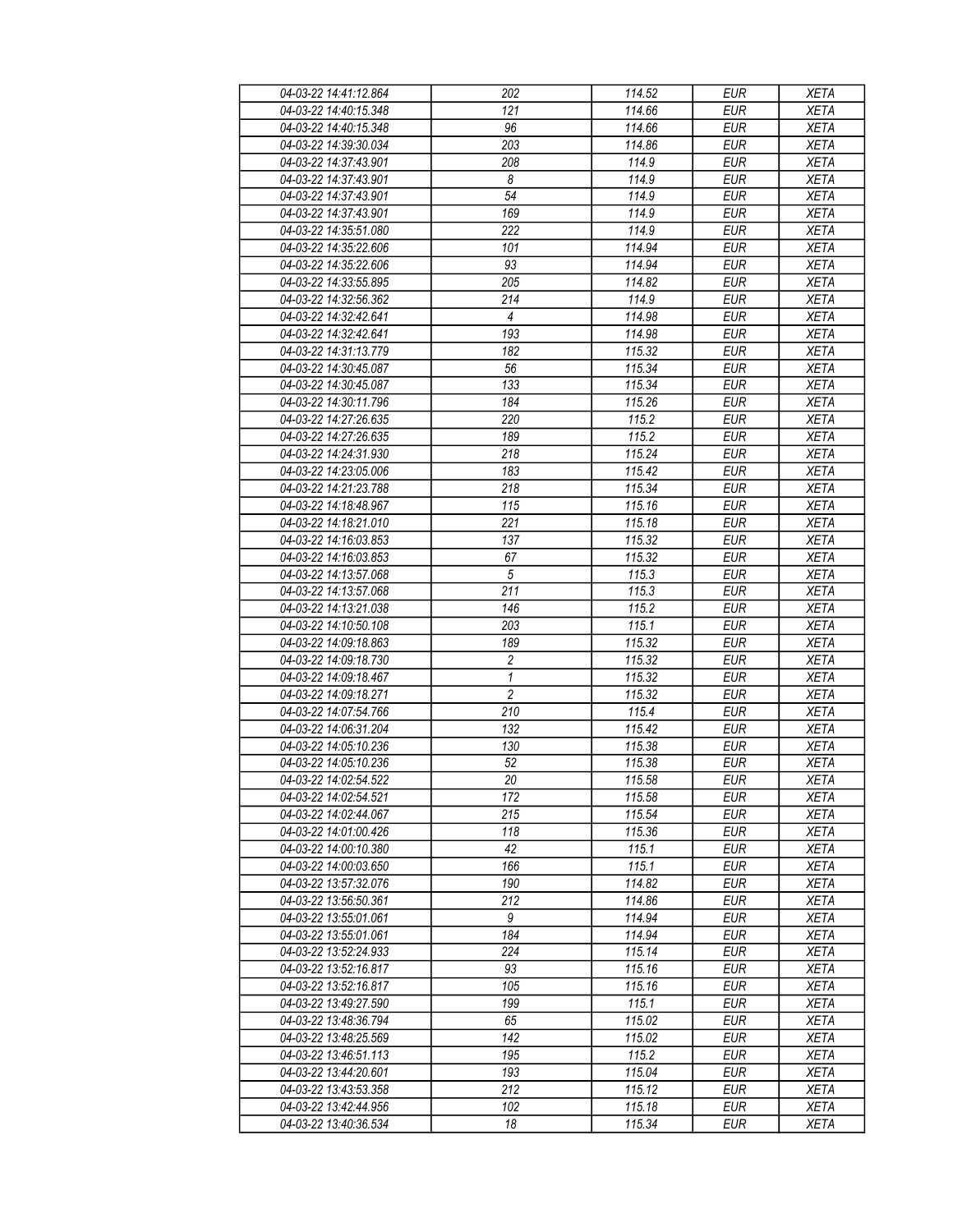| 04-03-22 14:41:12.864 | 202 | 114.52 | EUR | XETA |
|---|---|---|---|---|
| 04-03-22 14:40:15.348 | 121 | 114.66 | EUR | XETA |
| 04-03-22 14:40:15.348 | 96 | 114.66 | EUR | XETA |
| 04-03-22 14:39:30.034 | 203 | 114.86 | EUR | XETA |
| 04-03-22 14:37:43.901 | 208 | 114.9 | EUR | XETA |
| 04-03-22 14:37:43.901 | 8 | 114.9 | EUR | XETA |
| 04-03-22 14:37:43.901 | 54 | 114.9 | EUR | XETA |
| 04-03-22 14:37:43.901 | 169 | 114.9 | EUR | XETA |
| 04-03-22 14:35:51.080 | 222 | 114.9 | EUR | XETA |
| 04-03-22 14:35:22.606 | 101 | 114.94 | EUR | XETA |
| 04-03-22 14:35:22.606 | 93 | 114.94 | EUR | XETA |
| 04-03-22 14:33:55.895 | 205 | 114.82 | EUR | XETA |
| 04-03-22 14:32:56.362 | 214 | 114.9 | EUR | XETA |
| 04-03-22 14:32:42.641 | 4 | 114.98 | EUR | XETA |
| 04-03-22 14:32:42.641 | 193 | 114.98 | EUR | XETA |
| 04-03-22 14:31:13.779 | 182 | 115.32 | EUR | XETA |
| 04-03-22 14:30:45.087 | 56 | 115.34 | EUR | XETA |
| 04-03-22 14:30:45.087 | 133 | 115.34 | EUR | XETA |
| 04-03-22 14:30:11.796 | 184 | 115.26 | EUR | XETA |
| 04-03-22 14:27:26.635 | 220 | 115.2 | EUR | XETA |
| 04-03-22 14:27:26.635 | 189 | 115.2 | EUR | XETA |
| 04-03-22 14:24:31.930 | 218 | 115.24 | EUR | XETA |
| 04-03-22 14:23:05.006 | 183 | 115.42 | EUR | XETA |
| 04-03-22 14:21:23.788 | 218 | 115.34 | EUR | XETA |
| 04-03-22 14:18:48.967 | 115 | 115.16 | EUR | XETA |
| 04-03-22 14:18:21.010 | 221 | 115.18 | EUR | XETA |
| 04-03-22 14:16:03.853 | 137 | 115.32 | EUR | XETA |
| 04-03-22 14:16:03.853 | 67 | 115.32 | EUR | XETA |
| 04-03-22 14:13:57.068 | 5 | 115.3 | EUR | XETA |
| 04-03-22 14:13:57.068 | 211 | 115.3 | EUR | XETA |
| 04-03-22 14:13:21.038 | 146 | 115.2 | EUR | XETA |
| 04-03-22 14:10:50.108 | 203 | 115.1 | EUR | XETA |
| 04-03-22 14:09:18.863 | 189 | 115.32 | EUR | XETA |
| 04-03-22 14:09:18.730 | 2 | 115.32 | EUR | XETA |
| 04-03-22 14:09:18.467 | 1 | 115.32 | EUR | XETA |
| 04-03-22 14:09:18.271 | 2 | 115.32 | EUR | XETA |
| 04-03-22 14:07:54.766 | 210 | 115.4 | EUR | XETA |
| 04-03-22 14:06:31.204 | 132 | 115.42 | EUR | XETA |
| 04-03-22 14:05:10.236 | 130 | 115.38 | EUR | XETA |
| 04-03-22 14:05:10.236 | 52 | 115.38 | EUR | XETA |
| 04-03-22 14:02:54.522 | 20 | 115.58 | EUR | XETA |
| 04-03-22 14:02:54.521 | 172 | 115.58 | EUR | XETA |
| 04-03-22 14:02:44.067 | 215 | 115.54 | EUR | XETA |
| 04-03-22 14:01:00.426 | 118 | 115.36 | EUR | XETA |
| 04-03-22 14:00:10.380 | 42 | 115.1 | EUR | XETA |
| 04-03-22 14:00:03.650 | 166 | 115.1 | EUR | XETA |
| 04-03-22 13:57:32.076 | 190 | 114.82 | EUR | XETA |
| 04-03-22 13:56:50.361 | 212 | 114.86 | EUR | XETA |
| 04-03-22 13:55:01.061 | 9 | 114.94 | EUR | XETA |
| 04-03-22 13:55:01.061 | 184 | 114.94 | EUR | XETA |
| 04-03-22 13:52:24.933 | 224 | 115.14 | EUR | XETA |
| 04-03-22 13:52:16.817 | 93 | 115.16 | EUR | XETA |
| 04-03-22 13:52:16.817 | 105 | 115.16 | EUR | XETA |
| 04-03-22 13:49:27.590 | 199 | 115.1 | EUR | XETA |
| 04-03-22 13:48:36.794 | 65 | 115.02 | EUR | XETA |
| 04-03-22 13:48:25.569 | 142 | 115.02 | EUR | XETA |
| 04-03-22 13:46:51.113 | 195 | 115.2 | EUR | XETA |
| 04-03-22 13:44:20.601 | 193 | 115.04 | EUR | XETA |
| 04-03-22 13:43:53.358 | 212 | 115.12 | EUR | XETA |
| 04-03-22 13:42:44.956 | 102 | 115.18 | EUR | XETA |
| 04-03-22 13:40:36.534 | 18 | 115.34 | EUR | XETA |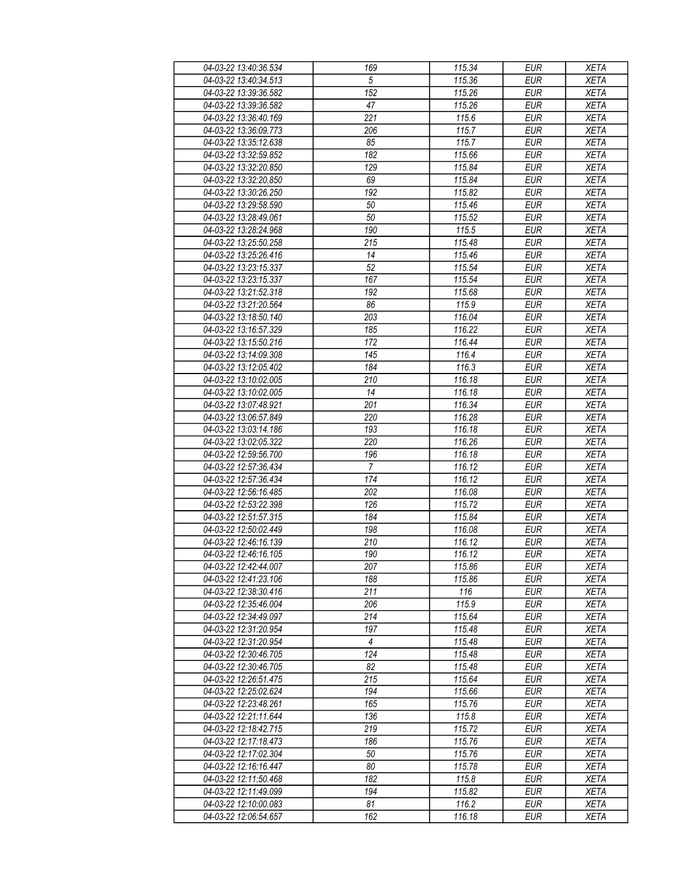| 04-03-22 13:40:36.534 | 169 | 115.34 | EUR | XETA |
|---|---|---|---|---|
| 04-03-22 13:40:34.513 | 5 | 115.36 | EUR | XETA |
| 04-03-22 13:39:36.582 | 152 | 115.26 | EUR | XETA |
| 04-03-22 13:39:36.582 | 47 | 115.26 | EUR | XETA |
| 04-03-22 13:36:40.169 | 221 | 115.6 | EUR | XETA |
| 04-03-22 13:36:09.773 | 206 | 115.7 | EUR | XETA |
| 04-03-22 13:35:12.638 | 85 | 115.7 | EUR | XETA |
| 04-03-22 13:32:59.852 | 182 | 115.66 | EUR | XETA |
| 04-03-22 13:32:20.850 | 129 | 115.84 | EUR | XETA |
| 04-03-22 13:32:20.850 | 69 | 115.84 | EUR | XETA |
| 04-03-22 13:30:26.250 | 192 | 115.82 | EUR | XETA |
| 04-03-22 13:29:58.590 | 50 | 115.46 | EUR | XETA |
| 04-03-22 13:28:49.061 | 50 | 115.52 | EUR | XETA |
| 04-03-22 13:28:24.968 | 190 | 115.5 | EUR | XETA |
| 04-03-22 13:25:50.258 | 215 | 115.48 | EUR | XETA |
| 04-03-22 13:25:26.416 | 14 | 115.46 | EUR | XETA |
| 04-03-22 13:23:15.337 | 52 | 115.54 | EUR | XETA |
| 04-03-22 13:23:15.337 | 167 | 115.54 | EUR | XETA |
| 04-03-22 13:21:52.318 | 192 | 115.68 | EUR | XETA |
| 04-03-22 13:21:20.564 | 86 | 115.9 | EUR | XETA |
| 04-03-22 13:18:50.140 | 203 | 116.04 | EUR | XETA |
| 04-03-22 13:16:57.329 | 185 | 116.22 | EUR | XETA |
| 04-03-22 13:15:50.216 | 172 | 116.44 | EUR | XETA |
| 04-03-22 13:14:09.308 | 145 | 116.4 | EUR | XETA |
| 04-03-22 13:12:05.402 | 184 | 116.3 | EUR | XETA |
| 04-03-22 13:10:02.005 | 210 | 116.18 | EUR | XETA |
| 04-03-22 13:10:02.005 | 14 | 116.18 | EUR | XETA |
| 04-03-22 13:07:48.921 | 201 | 116.34 | EUR | XETA |
| 04-03-22 13:06:57.849 | 220 | 116.28 | EUR | XETA |
| 04-03-22 13:03:14.186 | 193 | 116.18 | EUR | XETA |
| 04-03-22 13:02:05.322 | 220 | 116.26 | EUR | XETA |
| 04-03-22 12:59:56.700 | 196 | 116.18 | EUR | XETA |
| 04-03-22 12:57:36.434 | 7 | 116.12 | EUR | XETA |
| 04-03-22 12:57:36.434 | 174 | 116.12 | EUR | XETA |
| 04-03-22 12:56:16.485 | 202 | 116.08 | EUR | XETA |
| 04-03-22 12:53:22.398 | 126 | 115.72 | EUR | XETA |
| 04-03-22 12:51:57.315 | 184 | 115.84 | EUR | XETA |
| 04-03-22 12:50:02.449 | 198 | 116.08 | EUR | XETA |
| 04-03-22 12:46:16.139 | 210 | 116.12 | EUR | XETA |
| 04-03-22 12:46:16.105 | 190 | 116.12 | EUR | XETA |
| 04-03-22 12:42:44.007 | 207 | 115.86 | EUR | XETA |
| 04-03-22 12:41:23.106 | 188 | 115.86 | EUR | XETA |
| 04-03-22 12:38:30.416 | 211 | 116 | EUR | XETA |
| 04-03-22 12:35:46.004 | 206 | 115.9 | EUR | XETA |
| 04-03-22 12:34:49.097 | 214 | 115.64 | EUR | XETA |
| 04-03-22 12:31:20.954 | 197 | 115.48 | EUR | XETA |
| 04-03-22 12:31:20.954 | 4 | 115.48 | EUR | XETA |
| 04-03-22 12:30:46.705 | 124 | 115.48 | EUR | XETA |
| 04-03-22 12:30:46.705 | 82 | 115.48 | EUR | XETA |
| 04-03-22 12:26:51.475 | 215 | 115.64 | EUR | XETA |
| 04-03-22 12:25:02.624 | 194 | 115.66 | EUR | XETA |
| 04-03-22 12:23:48.261 | 165 | 115.76 | EUR | XETA |
| 04-03-22 12:21:11.644 | 136 | 115.8 | EUR | XETA |
| 04-03-22 12:18:42.715 | 219 | 115.72 | EUR | XETA |
| 04-03-22 12:17:18.473 | 186 | 115.76 | EUR | XETA |
| 04-03-22 12:17:02.304 | 50 | 115.76 | EUR | XETA |
| 04-03-22 12:16:16.447 | 80 | 115.78 | EUR | XETA |
| 04-03-22 12:11:50.468 | 182 | 115.8 | EUR | XETA |
| 04-03-22 12:11:49.099 | 194 | 115.82 | EUR | XETA |
| 04-03-22 12:10:00.083 | 81 | 116.2 | EUR | XETA |
| 04-03-22 12:06:54.657 | 162 | 116.18 | EUR | XETA |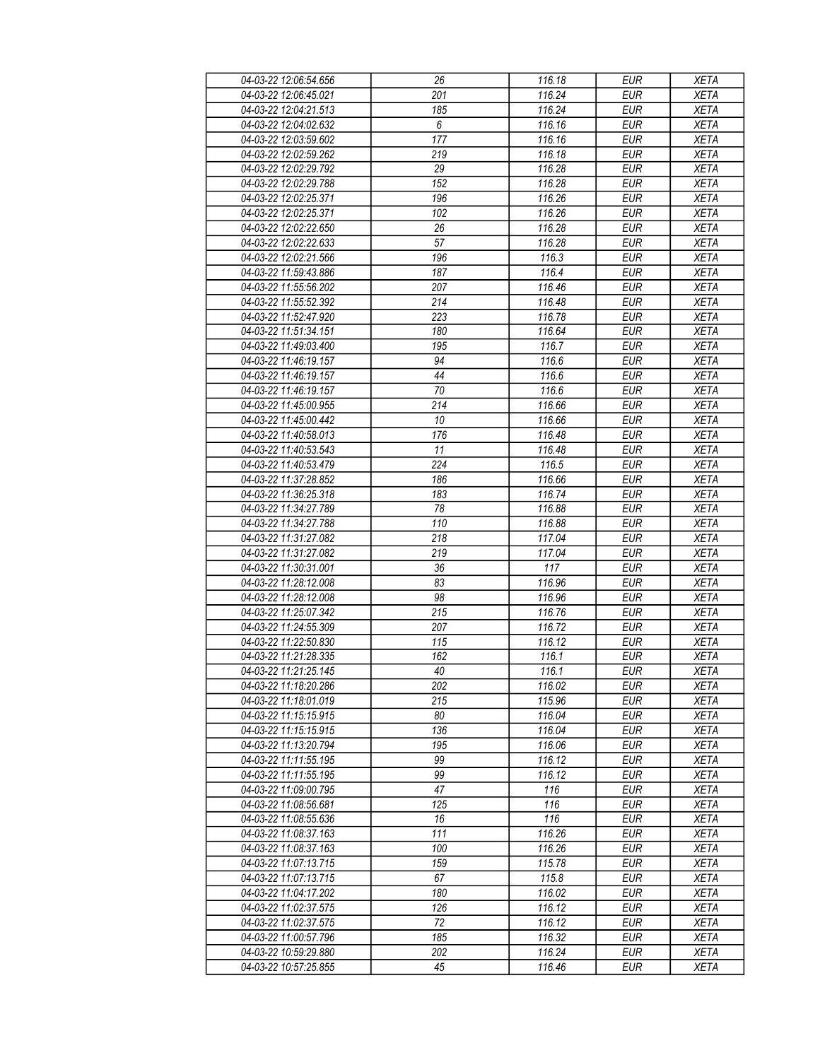| 04-03-22 12:06:54.656 | 26 | 116.18 | EUR | XETA |
|---|---|---|---|---|
| 04-03-22 12:06:45.021 | 201 | 116.24 | EUR | XETA |
| 04-03-22 12:04:21.513 | 185 | 116.24 | EUR | XETA |
| 04-03-22 12:04:02.632 | 6 | 116.16 | EUR | XETA |
| 04-03-22 12:03:59.602 | 177 | 116.16 | EUR | XETA |
| 04-03-22 12:02:59.262 | 219 | 116.18 | EUR | XETA |
| 04-03-22 12:02:29.792 | 29 | 116.28 | EUR | XETA |
| 04-03-22 12:02:29.788 | 152 | 116.28 | EUR | XETA |
| 04-03-22 12:02:25.371 | 196 | 116.26 | EUR | XETA |
| 04-03-22 12:02:25.371 | 102 | 116.26 | EUR | XETA |
| 04-03-22 12:02:22.650 | 26 | 116.28 | EUR | XETA |
| 04-03-22 12:02:22.633 | 57 | 116.28 | EUR | XETA |
| 04-03-22 12:02:21.566 | 196 | 116.3 | EUR | XETA |
| 04-03-22 11:59:43.886 | 187 | 116.4 | EUR | XETA |
| 04-03-22 11:55:56.202 | 207 | 116.46 | EUR | XETA |
| 04-03-22 11:55:52.392 | 214 | 116.48 | EUR | XETA |
| 04-03-22 11:52:47.920 | 223 | 116.78 | EUR | XETA |
| 04-03-22 11:51:34.151 | 180 | 116.64 | EUR | XETA |
| 04-03-22 11:49:03.400 | 195 | 116.7 | EUR | XETA |
| 04-03-22 11:46:19.157 | 94 | 116.6 | EUR | XETA |
| 04-03-22 11:46:19.157 | 44 | 116.6 | EUR | XETA |
| 04-03-22 11:46:19.157 | 70 | 116.6 | EUR | XETA |
| 04-03-22 11:45:00.955 | 214 | 116.66 | EUR | XETA |
| 04-03-22 11:45:00.442 | 10 | 116.66 | EUR | XETA |
| 04-03-22 11:40:58.013 | 176 | 116.48 | EUR | XETA |
| 04-03-22 11:40:53.543 | 11 | 116.48 | EUR | XETA |
| 04-03-22 11:40:53.479 | 224 | 116.5 | EUR | XETA |
| 04-03-22 11:37:28.852 | 186 | 116.66 | EUR | XETA |
| 04-03-22 11:36:25.318 | 183 | 116.74 | EUR | XETA |
| 04-03-22 11:34:27.789 | 78 | 116.88 | EUR | XETA |
| 04-03-22 11:34:27.788 | 110 | 116.88 | EUR | XETA |
| 04-03-22 11:31:27.082 | 218 | 117.04 | EUR | XETA |
| 04-03-22 11:31:27.082 | 219 | 117.04 | EUR | XETA |
| 04-03-22 11:30:31.001 | 36 | 117 | EUR | XETA |
| 04-03-22 11:28:12.008 | 83 | 116.96 | EUR | XETA |
| 04-03-22 11:28:12.008 | 98 | 116.96 | EUR | XETA |
| 04-03-22 11:25:07.342 | 215 | 116.76 | EUR | XETA |
| 04-03-22 11:24:55.309 | 207 | 116.72 | EUR | XETA |
| 04-03-22 11:22:50.830 | 115 | 116.12 | EUR | XETA |
| 04-03-22 11:21:28.335 | 162 | 116.1 | EUR | XETA |
| 04-03-22 11:21:25.145 | 40 | 116.1 | EUR | XETA |
| 04-03-22 11:18:20.286 | 202 | 116.02 | EUR | XETA |
| 04-03-22 11:18:01.019 | 215 | 115.96 | EUR | XETA |
| 04-03-22 11:15:15.915 | 80 | 116.04 | EUR | XETA |
| 04-03-22 11:15:15.915 | 136 | 116.04 | EUR | XETA |
| 04-03-22 11:13:20.794 | 195 | 116.06 | EUR | XETA |
| 04-03-22 11:11:55.195 | 99 | 116.12 | EUR | XETA |
| 04-03-22 11:11:55.195 | 99 | 116.12 | EUR | XETA |
| 04-03-22 11:09:00.795 | 47 | 116 | EUR | XETA |
| 04-03-22 11:08:56.681 | 125 | 116 | EUR | XETA |
| 04-03-22 11:08:55.636 | 16 | 116 | EUR | XETA |
| 04-03-22 11:08:37.163 | 111 | 116.26 | EUR | XETA |
| 04-03-22 11:08:37.163 | 100 | 116.26 | EUR | XETA |
| 04-03-22 11:07:13.715 | 159 | 115.78 | EUR | XETA |
| 04-03-22 11:07:13.715 | 67 | 115.8 | EUR | XETA |
| 04-03-22 11:04:17.202 | 180 | 116.02 | EUR | XETA |
| 04-03-22 11:02:37.575 | 126 | 116.12 | EUR | XETA |
| 04-03-22 11:02:37.575 | 72 | 116.12 | EUR | XETA |
| 04-03-22 11:00:57.796 | 185 | 116.32 | EUR | XETA |
| 04-03-22 10:59:29.880 | 202 | 116.24 | EUR | XETA |
| 04-03-22 10:57:25.855 | 45 | 116.46 | EUR | XETA |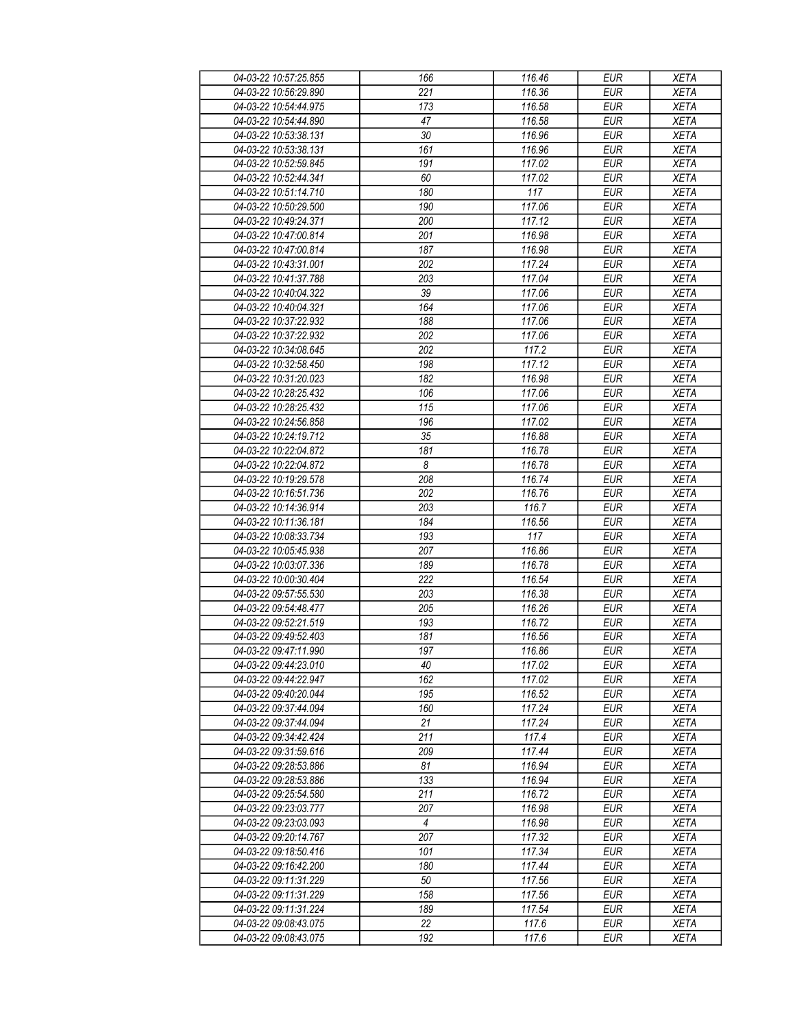| 04-03-22 10:57:25.855 | 166 | 116.46 | EUR | XETA |
|---|---|---|---|---|
| 04-03-22 10:56:29.890 | 221 | 116.36 | EUR | XETA |
| 04-03-22 10:54:44.975 | 173 | 116.58 | EUR | XETA |
| 04-03-22 10:54:44.890 | 47 | 116.58 | EUR | XETA |
| 04-03-22 10:53:38.131 | 30 | 116.96 | EUR | XETA |
| 04-03-22 10:53:38.131 | 161 | 116.96 | EUR | XETA |
| 04-03-22 10:52:59.845 | 191 | 117.02 | EUR | XETA |
| 04-03-22 10:52:44.341 | 60 | 117.02 | EUR | XETA |
| 04-03-22 10:51:14.710 | 180 | 117 | EUR | XETA |
| 04-03-22 10:50:29.500 | 190 | 117.06 | EUR | XETA |
| 04-03-22 10:49:24.371 | 200 | 117.12 | EUR | XETA |
| 04-03-22 10:47:00.814 | 201 | 116.98 | EUR | XETA |
| 04-03-22 10:47:00.814 | 187 | 116.98 | EUR | XETA |
| 04-03-22 10:43:31.001 | 202 | 117.24 | EUR | XETA |
| 04-03-22 10:41:37.788 | 203 | 117.04 | EUR | XETA |
| 04-03-22 10:40:04.322 | 39 | 117.06 | EUR | XETA |
| 04-03-22 10:40:04.321 | 164 | 117.06 | EUR | XETA |
| 04-03-22 10:37:22.932 | 188 | 117.06 | EUR | XETA |
| 04-03-22 10:37:22.932 | 202 | 117.06 | EUR | XETA |
| 04-03-22 10:34:08.645 | 202 | 117.2 | EUR | XETA |
| 04-03-22 10:32:58.450 | 198 | 117.12 | EUR | XETA |
| 04-03-22 10:31:20.023 | 182 | 116.98 | EUR | XETA |
| 04-03-22 10:28:25.432 | 106 | 117.06 | EUR | XETA |
| 04-03-22 10:28:25.432 | 115 | 117.06 | EUR | XETA |
| 04-03-22 10:24:56.858 | 196 | 117.02 | EUR | XETA |
| 04-03-22 10:24:19.712 | 35 | 116.88 | EUR | XETA |
| 04-03-22 10:22:04.872 | 181 | 116.78 | EUR | XETA |
| 04-03-22 10:22:04.872 | 8 | 116.78 | EUR | XETA |
| 04-03-22 10:19:29.578 | 208 | 116.74 | EUR | XETA |
| 04-03-22 10:16:51.736 | 202 | 116.76 | EUR | XETA |
| 04-03-22 10:14:36.914 | 203 | 116.7 | EUR | XETA |
| 04-03-22 10:11:36.181 | 184 | 116.56 | EUR | XETA |
| 04-03-22 10:08:33.734 | 193 | 117 | EUR | XETA |
| 04-03-22 10:05:45.938 | 207 | 116.86 | EUR | XETA |
| 04-03-22 10:03:07.336 | 189 | 116.78 | EUR | XETA |
| 04-03-22 10:00:30.404 | 222 | 116.54 | EUR | XETA |
| 04-03-22 09:57:55.530 | 203 | 116.38 | EUR | XETA |
| 04-03-22 09:54:48.477 | 205 | 116.26 | EUR | XETA |
| 04-03-22 09:52:21.519 | 193 | 116.72 | EUR | XETA |
| 04-03-22 09:49:52.403 | 181 | 116.56 | EUR | XETA |
| 04-03-22 09:47:11.990 | 197 | 116.86 | EUR | XETA |
| 04-03-22 09:44:23.010 | 40 | 117.02 | EUR | XETA |
| 04-03-22 09:44:22.947 | 162 | 117.02 | EUR | XETA |
| 04-03-22 09:40:20.044 | 195 | 116.52 | EUR | XETA |
| 04-03-22 09:37:44.094 | 160 | 117.24 | EUR | XETA |
| 04-03-22 09:37:44.094 | 21 | 117.24 | EUR | XETA |
| 04-03-22 09:34:42.424 | 211 | 117.4 | EUR | XETA |
| 04-03-22 09:31:59.616 | 209 | 117.44 | EUR | XETA |
| 04-03-22 09:28:53.886 | 81 | 116.94 | EUR | XETA |
| 04-03-22 09:28:53.886 | 133 | 116.94 | EUR | XETA |
| 04-03-22 09:25:54.580 | 211 | 116.72 | EUR | XETA |
| 04-03-22 09:23:03.777 | 207 | 116.98 | EUR | XETA |
| 04-03-22 09:23:03.093 | 4 | 116.98 | EUR | XETA |
| 04-03-22 09:20:14.767 | 207 | 117.32 | EUR | XETA |
| 04-03-22 09:18:50.416 | 101 | 117.34 | EUR | XETA |
| 04-03-22 09:16:42.200 | 180 | 117.44 | EUR | XETA |
| 04-03-22 09:11:31.229 | 50 | 117.56 | EUR | XETA |
| 04-03-22 09:11:31.229 | 158 | 117.56 | EUR | XETA |
| 04-03-22 09:11:31.224 | 189 | 117.54 | EUR | XETA |
| 04-03-22 09:08:43.075 | 22 | 117.6 | EUR | XETA |
| 04-03-22 09:08:43.075 | 192 | 117.6 | EUR | XETA |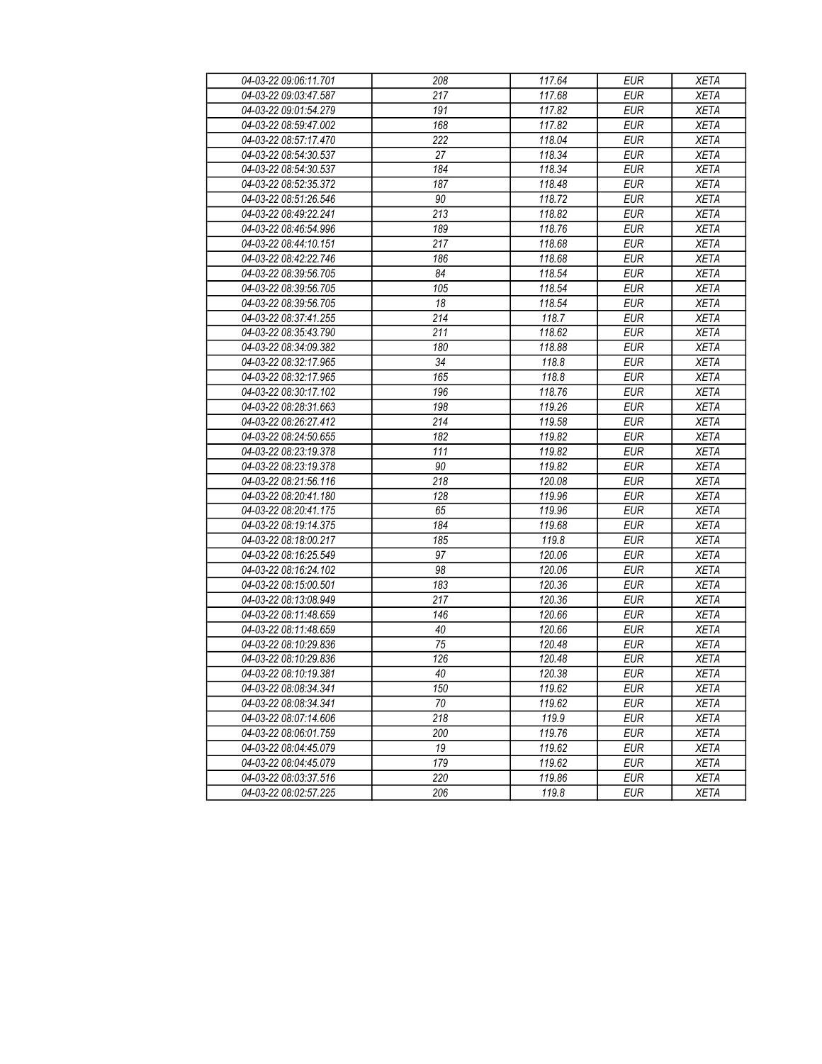| | | | | |
|---|---|---|---|---|
| *04-03-22 09:06:11.701* | *208* | *117.64* | *EUR* | *XETA* |
| *04-03-22 09:03:47.587* | *217* | *117.68* | *EUR* | *XETA* |
| *04-03-22 09:01:54.279* | *191* | *117.82* | *EUR* | *XETA* |
| *04-03-22 08:59:47.002* | *168* | *117.82* | *EUR* | *XETA* |
| *04-03-22 08:57:17.470* | *222* | *118.04* | *EUR* | *XETA* |
| *04-03-22 08:54:30.537* | *27* | *118.34* | *EUR* | *XETA* |
| *04-03-22 08:54:30.537* | *184* | *118.34* | *EUR* | *XETA* |
| *04-03-22 08:52:35.372* | *187* | *118.48* | *EUR* | *XETA* |
| *04-03-22 08:51:26.546* | *90* | *118.72* | *EUR* | *XETA* |
| *04-03-22 08:49:22.241* | *213* | *118.82* | *EUR* | *XETA* |
| *04-03-22 08:46:54.996* | *189* | *118.76* | *EUR* | *XETA* |
| *04-03-22 08:44:10.151* | *217* | *118.68* | *EUR* | *XETA* |
| *04-03-22 08:42:22.746* | *186* | *118.68* | *EUR* | *XETA* |
| *04-03-22 08:39:56.705* | *84* | *118.54* | *EUR* | *XETA* |
| *04-03-22 08:39:56.705* | *105* | *118.54* | *EUR* | *XETA* |
| *04-03-22 08:39:56.705* | *18* | *118.54* | *EUR* | *XETA* |
| *04-03-22 08:37:41.255* | *214* | *118.7* | *EUR* | *XETA* |
| *04-03-22 08:35:43.790* | *211* | *118.62* | *EUR* | *XETA* |
| *04-03-22 08:34:09.382* | *180* | *118.88* | *EUR* | *XETA* |
| *04-03-22 08:32:17.965* | *34* | *118.8* | *EUR* | *XETA* |
| *04-03-22 08:32:17.965* | *165* | *118.8* | *EUR* | *XETA* |
| *04-03-22 08:30:17.102* | *196* | *118.76* | *EUR* | *XETA* |
| *04-03-22 08:28:31.663* | *198* | *119.26* | *EUR* | *XETA* |
| *04-03-22 08:26:27.412* | *214* | *119.58* | *EUR* | *XETA* |
| *04-03-22 08:24:50.655* | *182* | *119.82* | *EUR* | *XETA* |
| *04-03-22 08:23:19.378* | *111* | *119.82* | *EUR* | *XETA* |
| *04-03-22 08:23:19.378* | *90* | *119.82* | *EUR* | *XETA* |
| *04-03-22 08:21:56.116* | *218* | *120.08* | *EUR* | *XETA* |
| *04-03-22 08:20:41.180* | *128* | *119.96* | *EUR* | *XETA* |
| *04-03-22 08:20:41.175* | *65* | *119.96* | *EUR* | *XETA* |
| *04-03-22 08:19:14.375* | *184* | *119.68* | *EUR* | *XETA* |
| *04-03-22 08:18:00.217* | *185* | *119.8* | *EUR* | *XETA* |
| *04-03-22 08:16:25.549* | *97* | *120.06* | *EUR* | *XETA* |
| *04-03-22 08:16:24.102* | *98* | *120.06* | *EUR* | *XETA* |
| *04-03-22 08:15:00.501* | *183* | *120.36* | *EUR* | *XETA* |
| *04-03-22 08:13:08.949* | *217* | *120.36* | *EUR* | *XETA* |
| *04-03-22 08:11:48.659* | *146* | *120.66* | *EUR* | *XETA* |
| *04-03-22 08:11:48.659* | *40* | *120.66* | *EUR* | *XETA* |
| *04-03-22 08:10:29.836* | *75* | *120.48* | *EUR* | *XETA* |
| *04-03-22 08:10:29.836* | *126* | *120.48* | *EUR* | *XETA* |
| *04-03-22 08:10:19.381* | *40* | *120.38* | *EUR* | *XETA* |
| *04-03-22 08:08:34.341* | *150* | *119.62* | *EUR* | *XETA* |
| *04-03-22 08:08:34.341* | *70* | *119.62* | *EUR* | *XETA* |
| *04-03-22 08:07:14.606* | *218* | *119.9* | *EUR* | *XETA* |
| *04-03-22 08:06:01.759* | *200* | *119.76* | *EUR* | *XETA* |
| *04-03-22 08:04:45.079* | *19* | *119.62* | *EUR* | *XETA* |
| *04-03-22 08:04:45.079* | *179* | *119.62* | *EUR* | *XETA* |
| *04-03-22 08:03:37.516* | *220* | *119.86* | *EUR* | *XETA* |
| *04-03-22 08:02:57.225* | *206* | *119.8* | *EUR* | *XETA* |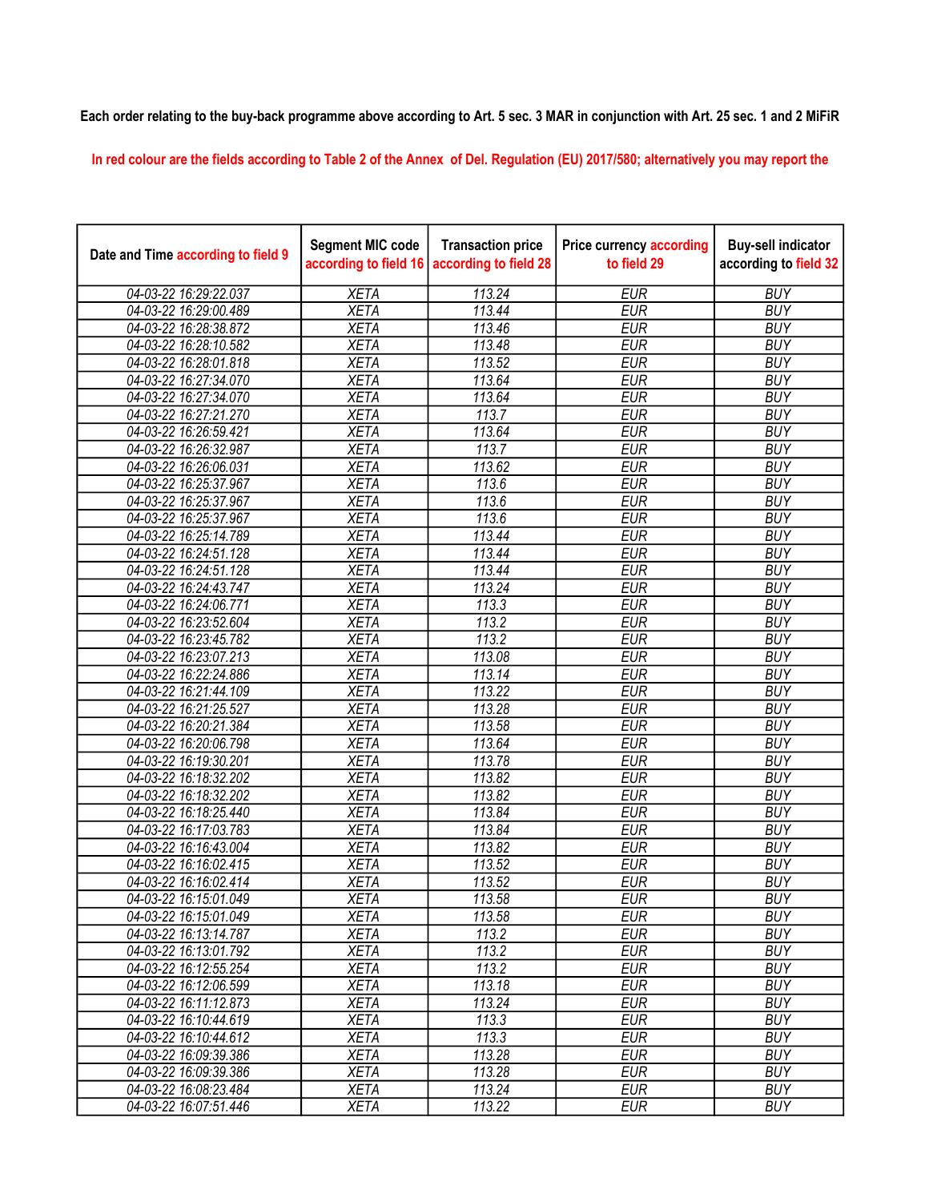**Each order relating to the buy-back programme above according to Art. 5 sec. 3 MAR in conjunction with Art. 25 sec. 1 and 2 MiFiR**

In red colour are the fields according to Table 2 of the Annex of Del. Regulation (EU) 2017/580; alternatively you may report the

| Date and Time according to field 9 | Segment MIC code according to field 16 | Transaction price according to field 28 | Price currency according to field 29 | Buy-sell indicator according to field 32 |
|---|---|---|---|---|
| 04-03-22 16:29:22.037 | XETA | 113.24 | EUR | BUY |
| 04-03-22 16:29:00.489 | XETA | 113.44 | EUR | BUY |
| 04-03-22 16:28:38.872 | XETA | 113.46 | EUR | BUY |
| 04-03-22 16:28:10.582 | XETA | 113.48 | EUR | BUY |
| 04-03-22 16:28:01.818 | XETA | 113.52 | EUR | BUY |
| 04-03-22 16:27:34.070 | XETA | 113.64 | EUR | BUY |
| 04-03-22 16:27:34.070 | XETA | 113.64 | EUR | BUY |
| 04-03-22 16:27:21.270 | XETA | 113.7 | EUR | BUY |
| 04-03-22 16:26:59.421 | XETA | 113.64 | EUR | BUY |
| 04-03-22 16:26:32.987 | XETA | 113.7 | EUR | BUY |
| 04-03-22 16:26:06.031 | XETA | 113.62 | EUR | BUY |
| 04-03-22 16:25:37.967 | XETA | 113.6 | EUR | BUY |
| 04-03-22 16:25:37.967 | XETA | 113.6 | EUR | BUY |
| 04-03-22 16:25:37.967 | XETA | 113.6 | EUR | BUY |
| 04-03-22 16:25:14.789 | XETA | 113.44 | EUR | BUY |
| 04-03-22 16:24:51.128 | XETA | 113.44 | EUR | BUY |
| 04-03-22 16:24:51.128 | XETA | 113.44 | EUR | BUY |
| 04-03-22 16:24:43.747 | XETA | 113.24 | EUR | BUY |
| 04-03-22 16:24:06.771 | XETA | 113.3 | EUR | BUY |
| 04-03-22 16:23:52.604 | XETA | 113.2 | EUR | BUY |
| 04-03-22 16:23:45.782 | XETA | 113.2 | EUR | BUY |
| 04-03-22 16:23:07.213 | XETA | 113.08 | EUR | BUY |
| 04-03-22 16:22:24.886 | XETA | 113.14 | EUR | BUY |
| 04-03-22 16:21:44.109 | XETA | 113.22 | EUR | BUY |
| 04-03-22 16:21:25.527 | XETA | 113.28 | EUR | BUY |
| 04-03-22 16:20:21.384 | XETA | 113.58 | EUR | BUY |
| 04-03-22 16:20:06.798 | XETA | 113.64 | EUR | BUY |
| 04-03-22 16:19:30.201 | XETA | 113.78 | EUR | BUY |
| 04-03-22 16:18:32.202 | XETA | 113.82 | EUR | BUY |
| 04-03-22 16:18:32.202 | XETA | 113.82 | EUR | BUY |
| 04-03-22 16:18:25.440 | XETA | 113.84 | EUR | BUY |
| 04-03-22 16:17:03.783 | XETA | 113.84 | EUR | BUY |
| 04-03-22 16:16:43.004 | XETA | 113.82 | EUR | BUY |
| 04-03-22 16:16:02.415 | XETA | 113.52 | EUR | BUY |
| 04-03-22 16:16:02.414 | XETA | 113.52 | EUR | BUY |
| 04-03-22 16:15:01.049 | XETA | 113.58 | EUR | BUY |
| 04-03-22 16:15:01.049 | XETA | 113.58 | EUR | BUY |
| 04-03-22 16:13:14.787 | XETA | 113.2 | EUR | BUY |
| 04-03-22 16:13:01.792 | XETA | 113.2 | EUR | BUY |
| 04-03-22 16:12:55.254 | XETA | 113.2 | EUR | BUY |
| 04-03-22 16:12:06.599 | XETA | 113.18 | EUR | BUY |
| 04-03-22 16:11:12.873 | XETA | 113.24 | EUR | BUY |
| 04-03-22 16:10:44.619 | XETA | 113.3 | EUR | BUY |
| 04-03-22 16:10:44.612 | XETA | 113.3 | EUR | BUY |
| 04-03-22 16:09:39.386 | XETA | 113.28 | EUR | BUY |
| 04-03-22 16:09:39.386 | XETA | 113.28 | EUR | BUY |
| 04-03-22 16:08:23.484 | XETA | 113.24 | EUR | BUY |
| 04-03-22 16:07:51.446 | XETA | 113.22 | EUR | BUY |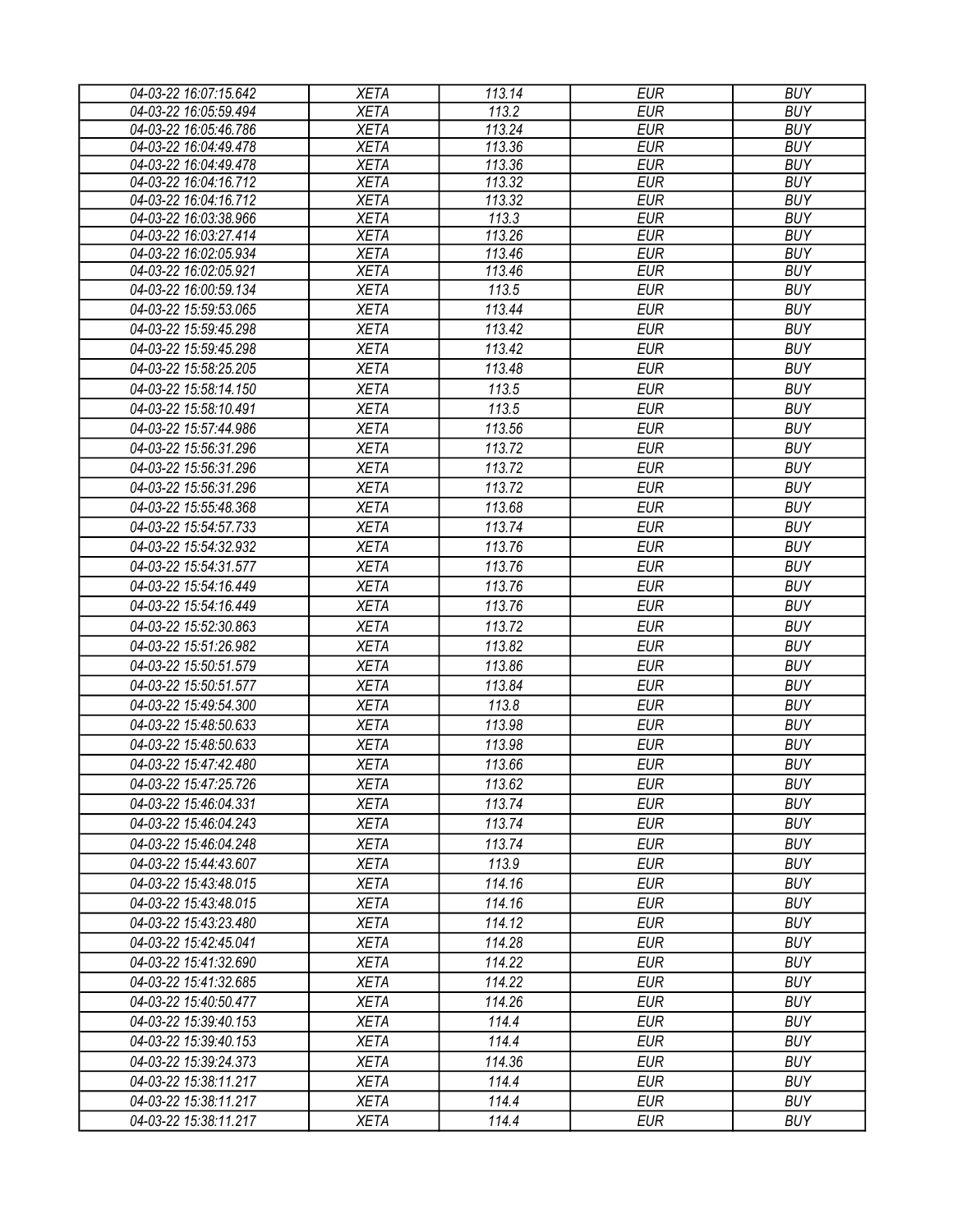| 04-03-22 16:07:15.642 | XETA | 113.14 | EUR | BUY |
|---|---|---|---|---|
| 04-03-22 16:05:59.494 | XETA | 113.2 | EUR | BUY |
| 04-03-22 16:05:46.786 | XETA | 113.24 | EUR | BUY |
| 04-03-22 16:04:49.478 | XETA | 113.36 | EUR | BUY |
| 04-03-22 16:04:49.478 | XETA | 113.36 | EUR | BUY |
| 04-03-22 16:04:16.712 | XETA | 113.32 | EUR | BUY |
| 04-03-22 16:04:16.712 | XETA | 113.32 | EUR | BUY |
| 04-03-22 16:03:38.966 | XETA | 113.3 | EUR | BUY |
| 04-03-22 16:03:27.414 | XETA | 113.26 | EUR | BUY |
| 04-03-22 16:02:05.934 | XETA | 113.46 | EUR | BUY |
| 04-03-22 16:02:05.921 | XETA | 113.46 | EUR | BUY |
| 04-03-22 16:00:59.134 | XETA | 113.5 | EUR | BUY |
| 04-03-22 15:59:53.065 | XETA | 113.44 | EUR | BUY |
| 04-03-22 15:59:45.298 | XETA | 113.42 | EUR | BUY |
| 04-03-22 15:59:45.298 | XETA | 113.42 | EUR | BUY |
| 04-03-22 15:58:25.205 | XETA | 113.48 | EUR | BUY |
| 04-03-22 15:58:14.150 | XETA | 113.5 | EUR | BUY |
| 04-03-22 15:58:10.491 | XETA | 113.5 | EUR | BUY |
| 04-03-22 15:57:44.986 | XETA | 113.56 | EUR | BUY |
| 04-03-22 15:56:31.296 | XETA | 113.72 | EUR | BUY |
| 04-03-22 15:56:31.296 | XETA | 113.72 | EUR | BUY |
| 04-03-22 15:56:31.296 | XETA | 113.72 | EUR | BUY |
| 04-03-22 15:55:48.368 | XETA | 113.68 | EUR | BUY |
| 04-03-22 15:54:57.733 | XETA | 113.74 | EUR | BUY |
| 04-03-22 15:54:32.932 | XETA | 113.76 | EUR | BUY |
| 04-03-22 15:54:31.577 | XETA | 113.76 | EUR | BUY |
| 04-03-22 15:54:16.449 | XETA | 113.76 | EUR | BUY |
| 04-03-22 15:54:16.449 | XETA | 113.76 | EUR | BUY |
| 04-03-22 15:52:30.863 | XETA | 113.72 | EUR | BUY |
| 04-03-22 15:51:26.982 | XETA | 113.82 | EUR | BUY |
| 04-03-22 15:50:51.579 | XETA | 113.86 | EUR | BUY |
| 04-03-22 15:50:51.577 | XETA | 113.84 | EUR | BUY |
| 04-03-22 15:49:54.300 | XETA | 113.8 | EUR | BUY |
| 04-03-22 15:48:50.633 | XETA | 113.98 | EUR | BUY |
| 04-03-22 15:48:50.633 | XETA | 113.98 | EUR | BUY |
| 04-03-22 15:47:42.480 | XETA | 113.66 | EUR | BUY |
| 04-03-22 15:47:25.726 | XETA | 113.62 | EUR | BUY |
| 04-03-22 15:46:04.331 | XETA | 113.74 | EUR | BUY |
| 04-03-22 15:46:04.243 | XETA | 113.74 | EUR | BUY |
| 04-03-22 15:46:04.248 | XETA | 113.74 | EUR | BUY |
| 04-03-22 15:44:43.607 | XETA | 113.9 | EUR | BUY |
| 04-03-22 15:43:48.015 | XETA | 114.16 | EUR | BUY |
| 04-03-22 15:43:48.015 | XETA | 114.16 | EUR | BUY |
| 04-03-22 15:43:23.480 | XETA | 114.12 | EUR | BUY |
| 04-03-22 15:42:45.041 | XETA | 114.28 | EUR | BUY |
| 04-03-22 15:41:32.690 | XETA | 114.22 | EUR | BUY |
| 04-03-22 15:41:32.685 | XETA | 114.22 | EUR | BUY |
| 04-03-22 15:40:50.477 | XETA | 114.26 | EUR | BUY |
| 04-03-22 15:39:40.153 | XETA | 114.4 | EUR | BUY |
| 04-03-22 15:39:40.153 | XETA | 114.4 | EUR | BUY |
| 04-03-22 15:39:24.373 | XETA | 114.36 | EUR | BUY |
| 04-03-22 15:38:11.217 | XETA | 114.4 | EUR | BUY |
| 04-03-22 15:38:11.217 | XETA | 114.4 | EUR | BUY |
| 04-03-22 15:38:11.217 | XETA | 114.4 | EUR | BUY |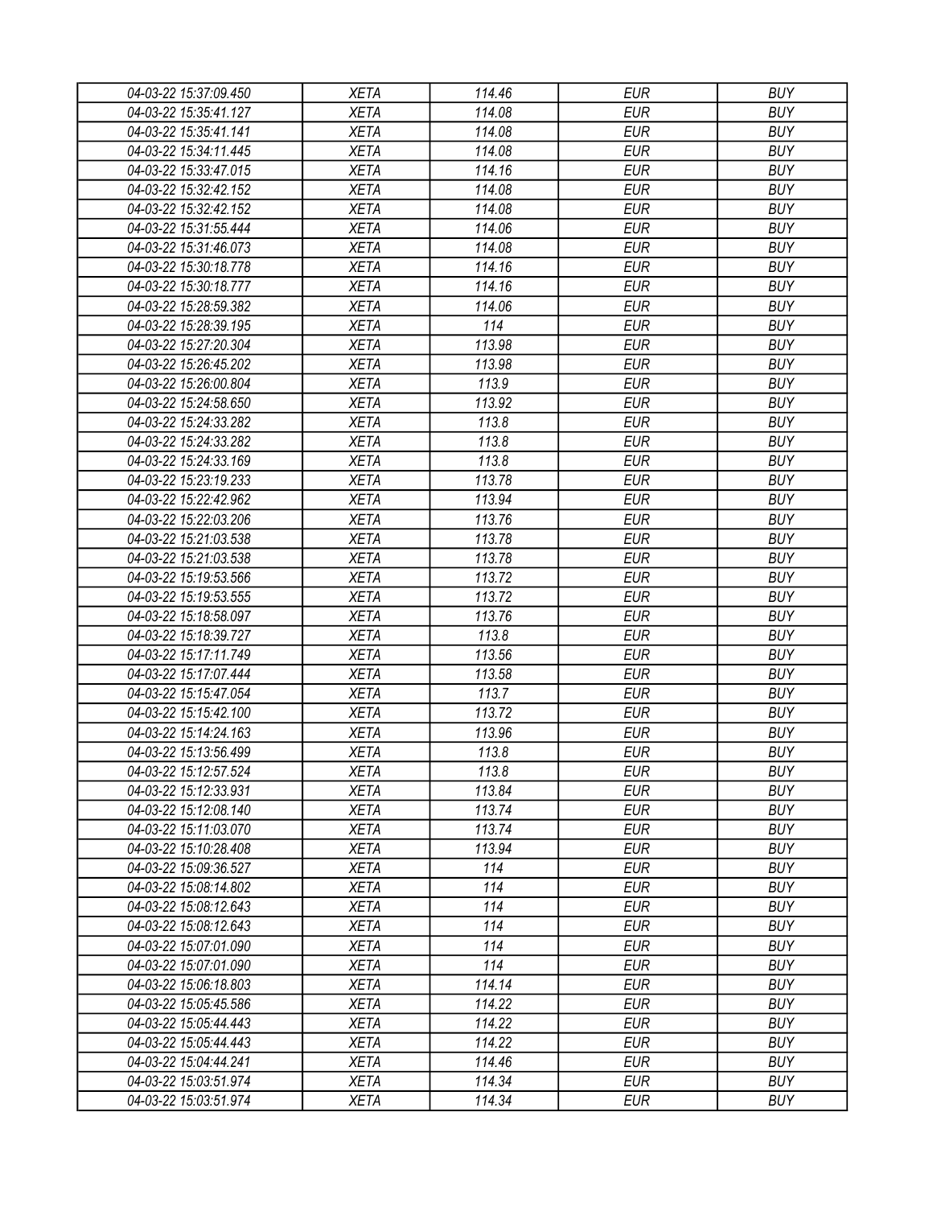| 04-03-22 15:37:09.450 | XETA | 114.46 | EUR | BUY |
|---|---|---|---|---|
| 04-03-22 15:35:41.127 | XETA | 114.08 | EUR | BUY |
| 04-03-22 15:35:41.141 | XETA | 114.08 | EUR | BUY |
| 04-03-22 15:34:11.445 | XETA | 114.08 | EUR | BUY |
| 04-03-22 15:33:47.015 | XETA | 114.16 | EUR | BUY |
| 04-03-22 15:32:42.152 | XETA | 114.08 | EUR | BUY |
| 04-03-22 15:32:42.152 | XETA | 114.08 | EUR | BUY |
| 04-03-22 15:31:55.444 | XETA | 114.06 | EUR | BUY |
| 04-03-22 15:31:46.073 | XETA | 114.08 | EUR | BUY |
| 04-03-22 15:30:18.778 | XETA | 114.16 | EUR | BUY |
| 04-03-22 15:30:18.777 | XETA | 114.16 | EUR | BUY |
| 04-03-22 15:28:59.382 | XETA | 114.06 | EUR | BUY |
| 04-03-22 15:28:39.195 | XETA | 114 | EUR | BUY |
| 04-03-22 15:27:20.304 | XETA | 113.98 | EUR | BUY |
| 04-03-22 15:26:45.202 | XETA | 113.98 | EUR | BUY |
| 04-03-22 15:26:00.804 | XETA | 113.9 | EUR | BUY |
| 04-03-22 15:24:58.650 | XETA | 113.92 | EUR | BUY |
| 04-03-22 15:24:33.282 | XETA | 113.8 | EUR | BUY |
| 04-03-22 15:24:33.282 | XETA | 113.8 | EUR | BUY |
| 04-03-22 15:24:33.169 | XETA | 113.8 | EUR | BUY |
| 04-03-22 15:23:19.233 | XETA | 113.78 | EUR | BUY |
| 04-03-22 15:22:42.962 | XETA | 113.94 | EUR | BUY |
| 04-03-22 15:22:03.206 | XETA | 113.76 | EUR | BUY |
| 04-03-22 15:21:03.538 | XETA | 113.78 | EUR | BUY |
| 04-03-22 15:21:03.538 | XETA | 113.78 | EUR | BUY |
| 04-03-22 15:19:53.566 | XETA | 113.72 | EUR | BUY |
| 04-03-22 15:19:53.555 | XETA | 113.72 | EUR | BUY |
| 04-03-22 15:18:58.097 | XETA | 113.76 | EUR | BUY |
| 04-03-22 15:18:39.727 | XETA | 113.8 | EUR | BUY |
| 04-03-22 15:17:11.749 | XETA | 113.56 | EUR | BUY |
| 04-03-22 15:17:07.444 | XETA | 113.58 | EUR | BUY |
| 04-03-22 15:15:47.054 | XETA | 113.7 | EUR | BUY |
| 04-03-22 15:15:42.100 | XETA | 113.72 | EUR | BUY |
| 04-03-22 15:14:24.163 | XETA | 113.96 | EUR | BUY |
| 04-03-22 15:13:56.499 | XETA | 113.8 | EUR | BUY |
| 04-03-22 15:12:57.524 | XETA | 113.8 | EUR | BUY |
| 04-03-22 15:12:33.931 | XETA | 113.84 | EUR | BUY |
| 04-03-22 15:12:08.140 | XETA | 113.74 | EUR | BUY |
| 04-03-22 15:11:03.070 | XETA | 113.74 | EUR | BUY |
| 04-03-22 15:10:28.408 | XETA | 113.94 | EUR | BUY |
| 04-03-22 15:09:36.527 | XETA | 114 | EUR | BUY |
| 04-03-22 15:08:14.802 | XETA | 114 | EUR | BUY |
| 04-03-22 15:08:12.643 | XETA | 114 | EUR | BUY |
| 04-03-22 15:08:12.643 | XETA | 114 | EUR | BUY |
| 04-03-22 15:07:01.090 | XETA | 114 | EUR | BUY |
| 04-03-22 15:07:01.090 | XETA | 114 | EUR | BUY |
| 04-03-22 15:06:18.803 | XETA | 114.14 | EUR | BUY |
| 04-03-22 15:05:45.586 | XETA | 114.22 | EUR | BUY |
| 04-03-22 15:05:44.443 | XETA | 114.22 | EUR | BUY |
| 04-03-22 15:05:44.443 | XETA | 114.22 | EUR | BUY |
| 04-03-22 15:04:44.241 | XETA | 114.46 | EUR | BUY |
| 04-03-22 15:03:51.974 | XETA | 114.34 | EUR | BUY |
| 04-03-22 15:03:51.974 | XETA | 114.34 | EUR | BUY |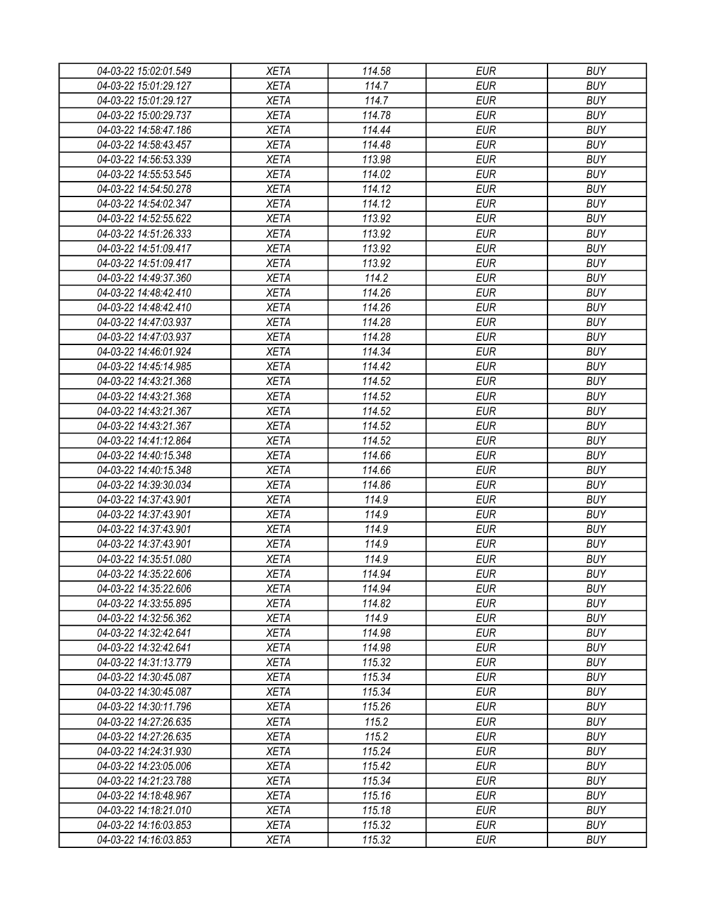| 04-03-22 15:02:01.549 | XETA | 114.58 | EUR | BUY |
|---|---|---|---|---|
| 04-03-22 15:01:29.127 | XETA | 114.7 | EUR | BUY |
| 04-03-22 15:01:29.127 | XETA | 114.7 | EUR | BUY |
| 04-03-22 15:00:29.737 | XETA | 114.78 | EUR | BUY |
| 04-03-22 14:58:47.186 | XETA | 114.44 | EUR | BUY |
| 04-03-22 14:58:43.457 | XETA | 114.48 | EUR | BUY |
| 04-03-22 14:56:53.339 | XETA | 113.98 | EUR | BUY |
| 04-03-22 14:55:53.545 | XETA | 114.02 | EUR | BUY |
| 04-03-22 14:54:50.278 | XETA | 114.12 | EUR | BUY |
| 04-03-22 14:54:02.347 | XETA | 114.12 | EUR | BUY |
| 04-03-22 14:52:55.622 | XETA | 113.92 | EUR | BUY |
| 04-03-22 14:51:26.333 | XETA | 113.92 | EUR | BUY |
| 04-03-22 14:51:09.417 | XETA | 113.92 | EUR | BUY |
| 04-03-22 14:51:09.417 | XETA | 113.92 | EUR | BUY |
| 04-03-22 14:49:37.360 | XETA | 114.2 | EUR | BUY |
| 04-03-22 14:48:42.410 | XETA | 114.26 | EUR | BUY |
| 04-03-22 14:48:42.410 | XETA | 114.26 | EUR | BUY |
| 04-03-22 14:47:03.937 | XETA | 114.28 | EUR | BUY |
| 04-03-22 14:47:03.937 | XETA | 114.28 | EUR | BUY |
| 04-03-22 14:46:01.924 | XETA | 114.34 | EUR | BUY |
| 04-03-22 14:45:14.985 | XETA | 114.42 | EUR | BUY |
| 04-03-22 14:43:21.368 | XETA | 114.52 | EUR | BUY |
| 04-03-22 14:43:21.368 | XETA | 114.52 | EUR | BUY |
| 04-03-22 14:43:21.367 | XETA | 114.52 | EUR | BUY |
| 04-03-22 14:43:21.367 | XETA | 114.52 | EUR | BUY |
| 04-03-22 14:41:12.864 | XETA | 114.52 | EUR | BUY |
| 04-03-22 14:40:15.348 | XETA | 114.66 | EUR | BUY |
| 04-03-22 14:40:15.348 | XETA | 114.66 | EUR | BUY |
| 04-03-22 14:39:30.034 | XETA | 114.86 | EUR | BUY |
| 04-03-22 14:37:43.901 | XETA | 114.9 | EUR | BUY |
| 04-03-22 14:37:43.901 | XETA | 114.9 | EUR | BUY |
| 04-03-22 14:37:43.901 | XETA | 114.9 | EUR | BUY |
| 04-03-22 14:37:43.901 | XETA | 114.9 | EUR | BUY |
| 04-03-22 14:35:51.080 | XETA | 114.9 | EUR | BUY |
| 04-03-22 14:35:22.606 | XETA | 114.94 | EUR | BUY |
| 04-03-22 14:35:22.606 | XETA | 114.94 | EUR | BUY |
| 04-03-22 14:33:55.895 | XETA | 114.82 | EUR | BUY |
| 04-03-22 14:32:56.362 | XETA | 114.9 | EUR | BUY |
| 04-03-22 14:32:42.641 | XETA | 114.98 | EUR | BUY |
| 04-03-22 14:32:42.641 | XETA | 114.98 | EUR | BUY |
| 04-03-22 14:31:13.779 | XETA | 115.32 | EUR | BUY |
| 04-03-22 14:30:45.087 | XETA | 115.34 | EUR | BUY |
| 04-03-22 14:30:45.087 | XETA | 115.34 | EUR | BUY |
| 04-03-22 14:30:11.796 | XETA | 115.26 | EUR | BUY |
| 04-03-22 14:27:26.635 | XETA | 115.2 | EUR | BUY |
| 04-03-22 14:27:26.635 | XETA | 115.2 | EUR | BUY |
| 04-03-22 14:24:31.930 | XETA | 115.24 | EUR | BUY |
| 04-03-22 14:23:05.006 | XETA | 115.42 | EUR | BUY |
| 04-03-22 14:21:23.788 | XETA | 115.34 | EUR | BUY |
| 04-03-22 14:18:48.967 | XETA | 115.16 | EUR | BUY |
| 04-03-22 14:18:21.010 | XETA | 115.18 | EUR | BUY |
| 04-03-22 14:16:03.853 | XETA | 115.32 | EUR | BUY |
| 04-03-22 14:16:03.853 | XETA | 115.32 | EUR | BUY |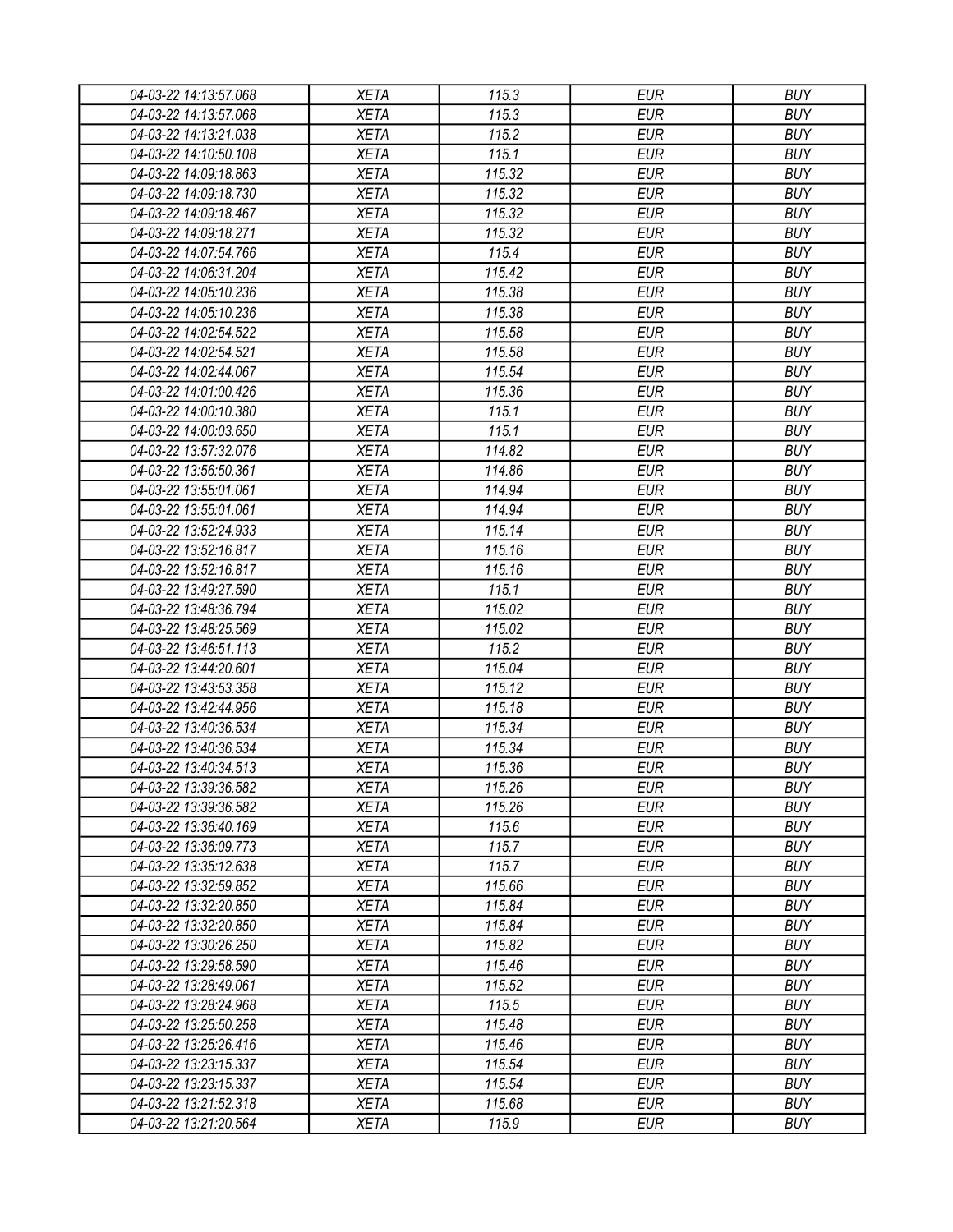| 04-03-22 14:13:57.068 | XETA | 115.3 | EUR | BUY |
|---|---|---|---|---|
| 04-03-22 14:13:57.068 | XETA | 115.3 | EUR | BUY |
| 04-03-22 14:13:21.038 | XETA | 115.2 | EUR | BUY |
| 04-03-22 14:10:50.108 | XETA | 115.1 | EUR | BUY |
| 04-03-22 14:09:18.863 | XETA | 115.32 | EUR | BUY |
| 04-03-22 14:09:18.730 | XETA | 115.32 | EUR | BUY |
| 04-03-22 14:09:18.467 | XETA | 115.32 | EUR | BUY |
| 04-03-22 14:09:18.271 | XETA | 115.32 | EUR | BUY |
| 04-03-22 14:07:54.766 | XETA | 115.4 | EUR | BUY |
| 04-03-22 14:06:31.204 | XETA | 115.42 | EUR | BUY |
| 04-03-22 14:05:10.236 | XETA | 115.38 | EUR | BUY |
| 04-03-22 14:05:10.236 | XETA | 115.38 | EUR | BUY |
| 04-03-22 14:02:54.522 | XETA | 115.58 | EUR | BUY |
| 04-03-22 14:02:54.521 | XETA | 115.58 | EUR | BUY |
| 04-03-22 14:02:44.067 | XETA | 115.54 | EUR | BUY |
| 04-03-22 14:01:00.426 | XETA | 115.36 | EUR | BUY |
| 04-03-22 14:00:10.380 | XETA | 115.1 | EUR | BUY |
| 04-03-22 14:00:03.650 | XETA | 115.1 | EUR | BUY |
| 04-03-22 13:57:32.076 | XETA | 114.82 | EUR | BUY |
| 04-03-22 13:56:50.361 | XETA | 114.86 | EUR | BUY |
| 04-03-22 13:55:01.061 | XETA | 114.94 | EUR | BUY |
| 04-03-22 13:55:01.061 | XETA | 114.94 | EUR | BUY |
| 04-03-22 13:52:24.933 | XETA | 115.14 | EUR | BUY |
| 04-03-22 13:52:16.817 | XETA | 115.16 | EUR | BUY |
| 04-03-22 13:52:16.817 | XETA | 115.16 | EUR | BUY |
| 04-03-22 13:49:27.590 | XETA | 115.1 | EUR | BUY |
| 04-03-22 13:48:36.794 | XETA | 115.02 | EUR | BUY |
| 04-03-22 13:48:25.569 | XETA | 115.02 | EUR | BUY |
| 04-03-22 13:46:51.113 | XETA | 115.2 | EUR | BUY |
| 04-03-22 13:44:20.601 | XETA | 115.04 | EUR | BUY |
| 04-03-22 13:43:53.358 | XETA | 115.12 | EUR | BUY |
| 04-03-22 13:42:44.956 | XETA | 115.18 | EUR | BUY |
| 04-03-22 13:40:36.534 | XETA | 115.34 | EUR | BUY |
| 04-03-22 13:40:36.534 | XETA | 115.34 | EUR | BUY |
| 04-03-22 13:40:34.513 | XETA | 115.36 | EUR | BUY |
| 04-03-22 13:39:36.582 | XETA | 115.26 | EUR | BUY |
| 04-03-22 13:39:36.582 | XETA | 115.26 | EUR | BUY |
| 04-03-22 13:36:40.169 | XETA | 115.6 | EUR | BUY |
| 04-03-22 13:36:09.773 | XETA | 115.7 | EUR | BUY |
| 04-03-22 13:35:12.638 | XETA | 115.7 | EUR | BUY |
| 04-03-22 13:32:59.852 | XETA | 115.66 | EUR | BUY |
| 04-03-22 13:32:20.850 | XETA | 115.84 | EUR | BUY |
| 04-03-22 13:32:20.850 | XETA | 115.84 | EUR | BUY |
| 04-03-22 13:30:26.250 | XETA | 115.82 | EUR | BUY |
| 04-03-22 13:29:58.590 | XETA | 115.46 | EUR | BUY |
| 04-03-22 13:28:49.061 | XETA | 115.52 | EUR | BUY |
| 04-03-22 13:28:24.968 | XETA | 115.5 | EUR | BUY |
| 04-03-22 13:25:50.258 | XETA | 115.48 | EUR | BUY |
| 04-03-22 13:25:26.416 | XETA | 115.46 | EUR | BUY |
| 04-03-22 13:23:15.337 | XETA | 115.54 | EUR | BUY |
| 04-03-22 13:23:15.337 | XETA | 115.54 | EUR | BUY |
| 04-03-22 13:21:52.318 | XETA | 115.68 | EUR | BUY |
| 04-03-22 13:21:20.564 | XETA | 115.9 | EUR | BUY |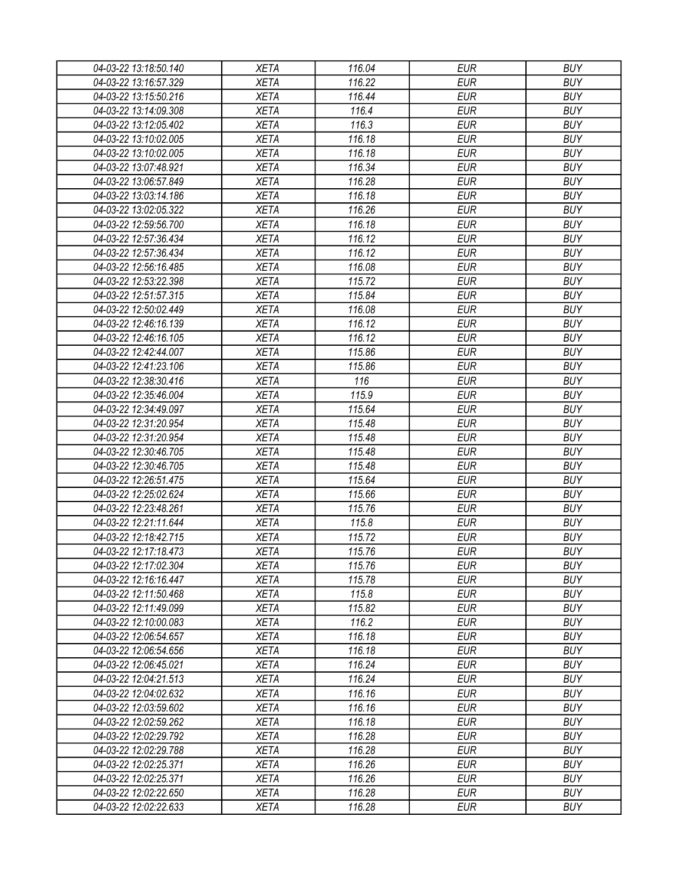| 04-03-22 13:18:50.140 | XETA | 116.04 | EUR | BUY |
|---|---|---|---|---|
| 04-03-22 13:16:57.329 | XETA | 116.22 | EUR | BUY |
| 04-03-22 13:15:50.216 | XETA | 116.44 | EUR | BUY |
| 04-03-22 13:14:09.308 | XETA | 116.4 | EUR | BUY |
| 04-03-22 13:12:05.402 | XETA | 116.3 | EUR | BUY |
| 04-03-22 13:10:02.005 | XETA | 116.18 | EUR | BUY |
| 04-03-22 13:10:02.005 | XETA | 116.18 | EUR | BUY |
| 04-03-22 13:07:48.921 | XETA | 116.34 | EUR | BUY |
| 04-03-22 13:06:57.849 | XETA | 116.28 | EUR | BUY |
| 04-03-22 13:03:14.186 | XETA | 116.18 | EUR | BUY |
| 04-03-22 13:02:05.322 | XETA | 116.26 | EUR | BUY |
| 04-03-22 12:59:56.700 | XETA | 116.18 | EUR | BUY |
| 04-03-22 12:57:36.434 | XETA | 116.12 | EUR | BUY |
| 04-03-22 12:57:36.434 | XETA | 116.12 | EUR | BUY |
| 04-03-22 12:56:16.485 | XETA | 116.08 | EUR | BUY |
| 04-03-22 12:53:22.398 | XETA | 115.72 | EUR | BUY |
| 04-03-22 12:51:57.315 | XETA | 115.84 | EUR | BUY |
| 04-03-22 12:50:02.449 | XETA | 116.08 | EUR | BUY |
| 04-03-22 12:46:16.139 | XETA | 116.12 | EUR | BUY |
| 04-03-22 12:46:16.105 | XETA | 116.12 | EUR | BUY |
| 04-03-22 12:42:44.007 | XETA | 115.86 | EUR | BUY |
| 04-03-22 12:41:23.106 | XETA | 115.86 | EUR | BUY |
| 04-03-22 12:38:30.416 | XETA | 116 | EUR | BUY |
| 04-03-22 12:35:46.004 | XETA | 115.9 | EUR | BUY |
| 04-03-22 12:34:49.097 | XETA | 115.64 | EUR | BUY |
| 04-03-22 12:31:20.954 | XETA | 115.48 | EUR | BUY |
| 04-03-22 12:31:20.954 | XETA | 115.48 | EUR | BUY |
| 04-03-22 12:30:46.705 | XETA | 115.48 | EUR | BUY |
| 04-03-22 12:30:46.705 | XETA | 115.48 | EUR | BUY |
| 04-03-22 12:26:51.475 | XETA | 115.64 | EUR | BUY |
| 04-03-22 12:25:02.624 | XETA | 115.66 | EUR | BUY |
| 04-03-22 12:23:48.261 | XETA | 115.76 | EUR | BUY |
| 04-03-22 12:21:11.644 | XETA | 115.8 | EUR | BUY |
| 04-03-22 12:18:42.715 | XETA | 115.72 | EUR | BUY |
| 04-03-22 12:17:18.473 | XETA | 115.76 | EUR | BUY |
| 04-03-22 12:17:02.304 | XETA | 115.76 | EUR | BUY |
| 04-03-22 12:16:16.447 | XETA | 115.78 | EUR | BUY |
| 04-03-22 12:11:50.468 | XETA | 115.8 | EUR | BUY |
| 04-03-22 12:11:49.099 | XETA | 115.82 | EUR | BUY |
| 04-03-22 12:10:00.083 | XETA | 116.2 | EUR | BUY |
| 04-03-22 12:06:54.657 | XETA | 116.18 | EUR | BUY |
| 04-03-22 12:06:54.656 | XETA | 116.18 | EUR | BUY |
| 04-03-22 12:06:45.021 | XETA | 116.24 | EUR | BUY |
| 04-03-22 12:04:21.513 | XETA | 116.24 | EUR | BUY |
| 04-03-22 12:04:02.632 | XETA | 116.16 | EUR | BUY |
| 04-03-22 12:03:59.602 | XETA | 116.16 | EUR | BUY |
| 04-03-22 12:02:59.262 | XETA | 116.18 | EUR | BUY |
| 04-03-22 12:02:29.792 | XETA | 116.28 | EUR | BUY |
| 04-03-22 12:02:29.788 | XETA | 116.28 | EUR | BUY |
| 04-03-22 12:02:25.371 | XETA | 116.26 | EUR | BUY |
| 04-03-22 12:02:25.371 | XETA | 116.26 | EUR | BUY |
| 04-03-22 12:02:22.650 | XETA | 116.28 | EUR | BUY |
| 04-03-22 12:02:22.633 | XETA | 116.28 | EUR | BUY |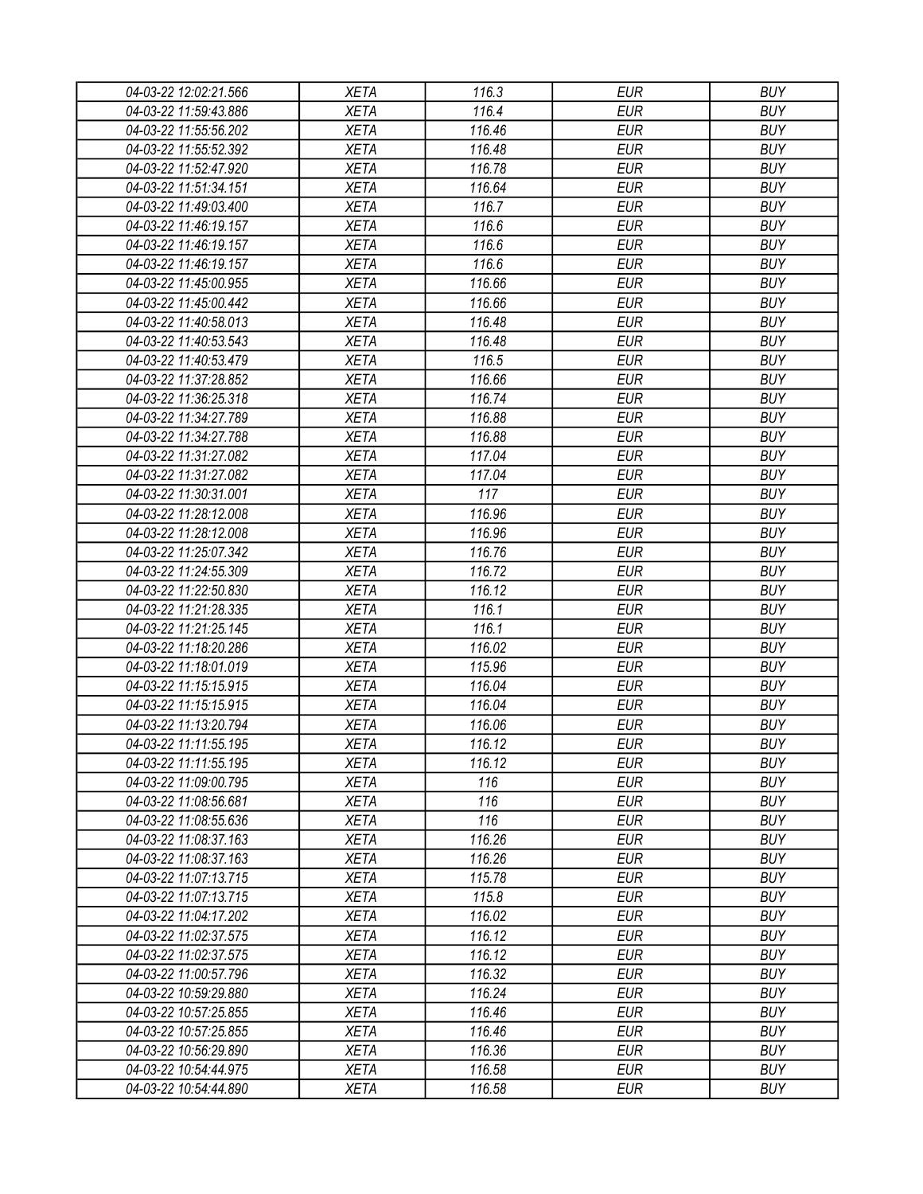| 04-03-22 12:02:21.566 | XETA | 116.3 | EUR | BUY |
|---|---|---|---|---|
| 04-03-22 11:59:43.886 | XETA | 116.4 | EUR | BUY |
| 04-03-22 11:55:56.202 | XETA | 116.46 | EUR | BUY |
| 04-03-22 11:55:52.392 | XETA | 116.48 | EUR | BUY |
| 04-03-22 11:52:47.920 | XETA | 116.78 | EUR | BUY |
| 04-03-22 11:51:34.151 | XETA | 116.64 | EUR | BUY |
| 04-03-22 11:49:03.400 | XETA | 116.7 | EUR | BUY |
| 04-03-22 11:46:19.157 | XETA | 116.6 | EUR | BUY |
| 04-03-22 11:46:19.157 | XETA | 116.6 | EUR | BUY |
| 04-03-22 11:46:19.157 | XETA | 116.6 | EUR | BUY |
| 04-03-22 11:45:00.955 | XETA | 116.66 | EUR | BUY |
| 04-03-22 11:45:00.442 | XETA | 116.66 | EUR | BUY |
| 04-03-22 11:40:58.013 | XETA | 116.48 | EUR | BUY |
| 04-03-22 11:40:53.543 | XETA | 116.48 | EUR | BUY |
| 04-03-22 11:40:53.479 | XETA | 116.5 | EUR | BUY |
| 04-03-22 11:37:28.852 | XETA | 116.66 | EUR | BUY |
| 04-03-22 11:36:25.318 | XETA | 116.74 | EUR | BUY |
| 04-03-22 11:34:27.789 | XETA | 116.88 | EUR | BUY |
| 04-03-22 11:34:27.788 | XETA | 116.88 | EUR | BUY |
| 04-03-22 11:31:27.082 | XETA | 117.04 | EUR | BUY |
| 04-03-22 11:31:27.082 | XETA | 117.04 | EUR | BUY |
| 04-03-22 11:30:31.001 | XETA | 117 | EUR | BUY |
| 04-03-22 11:28:12.008 | XETA | 116.96 | EUR | BUY |
| 04-03-22 11:28:12.008 | XETA | 116.96 | EUR | BUY |
| 04-03-22 11:25:07.342 | XETA | 116.76 | EUR | BUY |
| 04-03-22 11:24:55.309 | XETA | 116.72 | EUR | BUY |
| 04-03-22 11:22:50.830 | XETA | 116.12 | EUR | BUY |
| 04-03-22 11:21:28.335 | XETA | 116.1 | EUR | BUY |
| 04-03-22 11:21:25.145 | XETA | 116.1 | EUR | BUY |
| 04-03-22 11:18:20.286 | XETA | 116.02 | EUR | BUY |
| 04-03-22 11:18:01.019 | XETA | 115.96 | EUR | BUY |
| 04-03-22 11:15:15.915 | XETA | 116.04 | EUR | BUY |
| 04-03-22 11:15:15.915 | XETA | 116.04 | EUR | BUY |
| 04-03-22 11:13:20.794 | XETA | 116.06 | EUR | BUY |
| 04-03-22 11:11:55.195 | XETA | 116.12 | EUR | BUY |
| 04-03-22 11:11:55.195 | XETA | 116.12 | EUR | BUY |
| 04-03-22 11:09:00.795 | XETA | 116 | EUR | BUY |
| 04-03-22 11:08:56.681 | XETA | 116 | EUR | BUY |
| 04-03-22 11:08:55.636 | XETA | 116 | EUR | BUY |
| 04-03-22 11:08:37.163 | XETA | 116.26 | EUR | BUY |
| 04-03-22 11:08:37.163 | XETA | 116.26 | EUR | BUY |
| 04-03-22 11:07:13.715 | XETA | 115.78 | EUR | BUY |
| 04-03-22 11:07:13.715 | XETA | 115.8 | EUR | BUY |
| 04-03-22 11:04:17.202 | XETA | 116.02 | EUR | BUY |
| 04-03-22 11:02:37.575 | XETA | 116.12 | EUR | BUY |
| 04-03-22 11:02:37.575 | XETA | 116.12 | EUR | BUY |
| 04-03-22 11:00:57.796 | XETA | 116.32 | EUR | BUY |
| 04-03-22 10:59:29.880 | XETA | 116.24 | EUR | BUY |
| 04-03-22 10:57:25.855 | XETA | 116.46 | EUR | BUY |
| 04-03-22 10:57:25.855 | XETA | 116.46 | EUR | BUY |
| 04-03-22 10:56:29.890 | XETA | 116.36 | EUR | BUY |
| 04-03-22 10:54:44.975 | XETA | 116.58 | EUR | BUY |
| 04-03-22 10:54:44.890 | XETA | 116.58 | EUR | BUY |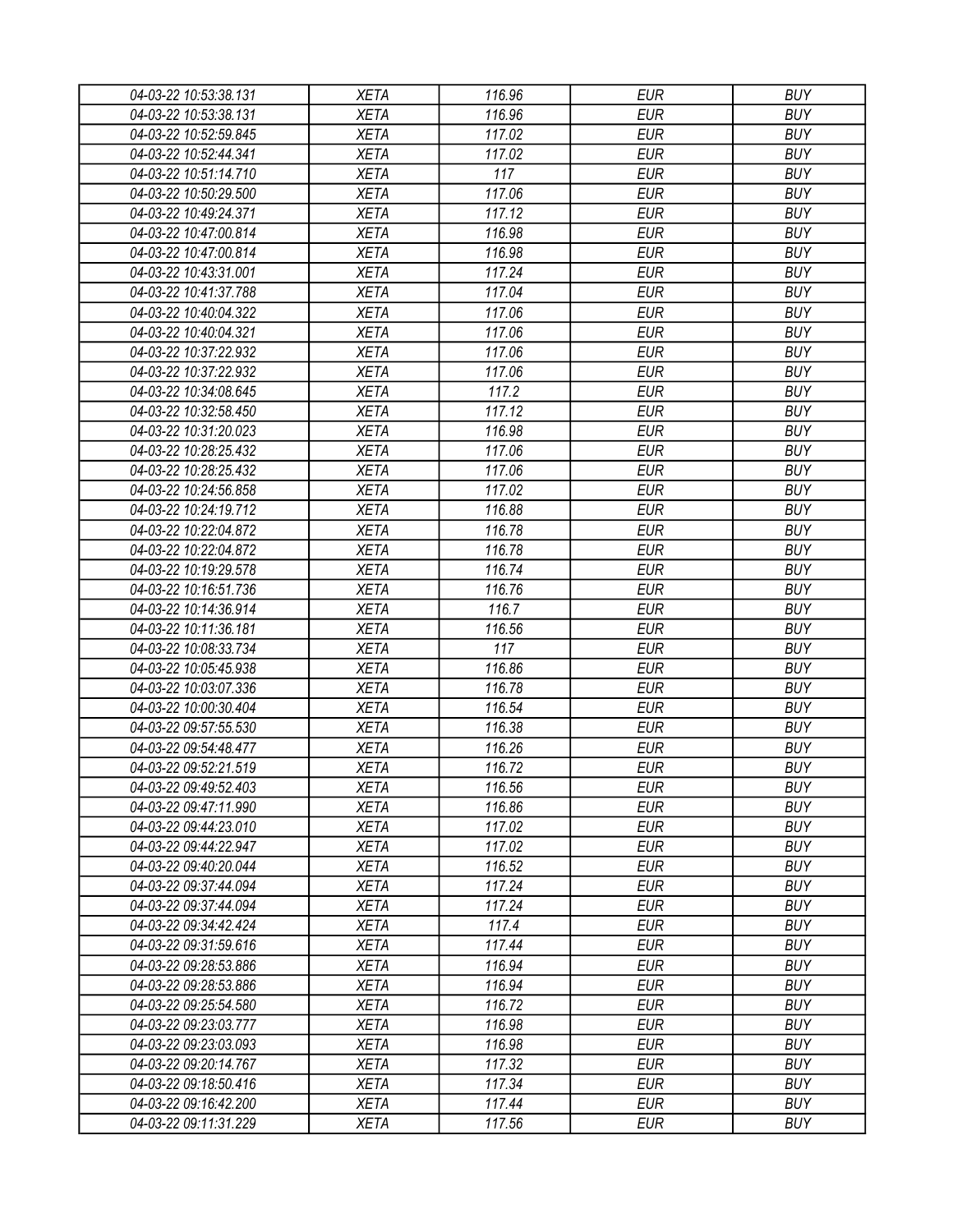| 04-03-22 10:53:38.131 | XETA | 116.96 | EUR | BUY |
|---|---|---|---|---|
| 04-03-22 10:53:38.131 | XETA | 116.96 | EUR | BUY |
| 04-03-22 10:52:59.845 | XETA | 117.02 | EUR | BUY |
| 04-03-22 10:52:44.341 | XETA | 117.02 | EUR | BUY |
| 04-03-22 10:51:14.710 | XETA | 117 | EUR | BUY |
| 04-03-22 10:50:29.500 | XETA | 117.06 | EUR | BUY |
| 04-03-22 10:49:24.371 | XETA | 117.12 | EUR | BUY |
| 04-03-22 10:47:00.814 | XETA | 116.98 | EUR | BUY |
| 04-03-22 10:47:00.814 | XETA | 116.98 | EUR | BUY |
| 04-03-22 10:43:31.001 | XETA | 117.24 | EUR | BUY |
| 04-03-22 10:41:37.788 | XETA | 117.04 | EUR | BUY |
| 04-03-22 10:40:04.322 | XETA | 117.06 | EUR | BUY |
| 04-03-22 10:40:04.321 | XETA | 117.06 | EUR | BUY |
| 04-03-22 10:37:22.932 | XETA | 117.06 | EUR | BUY |
| 04-03-22 10:37:22.932 | XETA | 117.06 | EUR | BUY |
| 04-03-22 10:34:08.645 | XETA | 117.2 | EUR | BUY |
| 04-03-22 10:32:58.450 | XETA | 117.12 | EUR | BUY |
| 04-03-22 10:31:20.023 | XETA | 116.98 | EUR | BUY |
| 04-03-22 10:28:25.432 | XETA | 117.06 | EUR | BUY |
| 04-03-22 10:28:25.432 | XETA | 117.06 | EUR | BUY |
| 04-03-22 10:24:56.858 | XETA | 117.02 | EUR | BUY |
| 04-03-22 10:24:19.712 | XETA | 116.88 | EUR | BUY |
| 04-03-22 10:22:04.872 | XETA | 116.78 | EUR | BUY |
| 04-03-22 10:22:04.872 | XETA | 116.78 | EUR | BUY |
| 04-03-22 10:19:29.578 | XETA | 116.74 | EUR | BUY |
| 04-03-22 10:16:51.736 | XETA | 116.76 | EUR | BUY |
| 04-03-22 10:14:36.914 | XETA | 116.7 | EUR | BUY |
| 04-03-22 10:11:36.181 | XETA | 116.56 | EUR | BUY |
| 04-03-22 10:08:33.734 | XETA | 117 | EUR | BUY |
| 04-03-22 10:05:45.938 | XETA | 116.86 | EUR | BUY |
| 04-03-22 10:03:07.336 | XETA | 116.78 | EUR | BUY |
| 04-03-22 10:00:30.404 | XETA | 116.54 | EUR | BUY |
| 04-03-22 09:57:55.530 | XETA | 116.38 | EUR | BUY |
| 04-03-22 09:54:48.477 | XETA | 116.26 | EUR | BUY |
| 04-03-22 09:52:21.519 | XETA | 116.72 | EUR | BUY |
| 04-03-22 09:49:52.403 | XETA | 116.56 | EUR | BUY |
| 04-03-22 09:47:11.990 | XETA | 116.86 | EUR | BUY |
| 04-03-22 09:44:23.010 | XETA | 117.02 | EUR | BUY |
| 04-03-22 09:44:22.947 | XETA | 117.02 | EUR | BUY |
| 04-03-22 09:40:20.044 | XETA | 116.52 | EUR | BUY |
| 04-03-22 09:37:44.094 | XETA | 117.24 | EUR | BUY |
| 04-03-22 09:37:44.094 | XETA | 117.24 | EUR | BUY |
| 04-03-22 09:34:42.424 | XETA | 117.4 | EUR | BUY |
| 04-03-22 09:31:59.616 | XETA | 117.44 | EUR | BUY |
| 04-03-22 09:28:53.886 | XETA | 116.94 | EUR | BUY |
| 04-03-22 09:28:53.886 | XETA | 116.94 | EUR | BUY |
| 04-03-22 09:25:54.580 | XETA | 116.72 | EUR | BUY |
| 04-03-22 09:23:03.777 | XETA | 116.98 | EUR | BUY |
| 04-03-22 09:23:03.093 | XETA | 116.98 | EUR | BUY |
| 04-03-22 09:20:14.767 | XETA | 117.32 | EUR | BUY |
| 04-03-22 09:18:50.416 | XETA | 117.34 | EUR | BUY |
| 04-03-22 09:16:42.200 | XETA | 117.44 | EUR | BUY |
| 04-03-22 09:11:31.229 | XETA | 117.56 | EUR | BUY |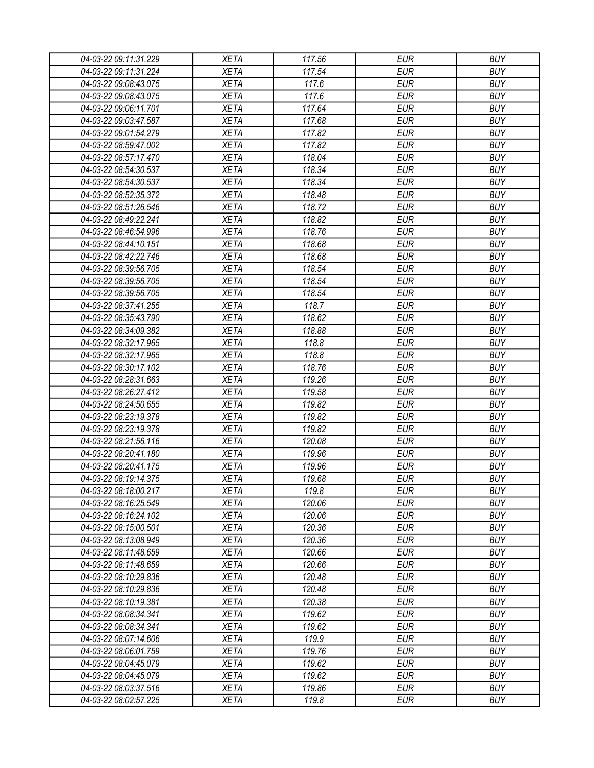| | | | | |
|---|---|---|---|---|
| 04-03-22 09:11:31.229 | XETA | 117.56 | EUR | BUY |
| 04-03-22 09:11:31.224 | XETA | 117.54 | EUR | BUY |
| 04-03-22 09:08:43.075 | XETA | 117.6 | EUR | BUY |
| 04-03-22 09:08:43.075 | XETA | 117.6 | EUR | BUY |
| 04-03-22 09:06:11.701 | XETA | 117.64 | EUR | BUY |
| 04-03-22 09:03:47.587 | XETA | 117.68 | EUR | BUY |
| 04-03-22 09:01:54.279 | XETA | 117.82 | EUR | BUY |
| 04-03-22 08:59:47.002 | XETA | 117.82 | EUR | BUY |
| 04-03-22 08:57:17.470 | XETA | 118.04 | EUR | BUY |
| 04-03-22 08:54:30.537 | XETA | 118.34 | EUR | BUY |
| 04-03-22 08:54:30.537 | XETA | 118.34 | EUR | BUY |
| 04-03-22 08:52:35.372 | XETA | 118.48 | EUR | BUY |
| 04-03-22 08:51:26.546 | XETA | 118.72 | EUR | BUY |
| 04-03-22 08:49:22.241 | XETA | 118.82 | EUR | BUY |
| 04-03-22 08:46:54.996 | XETA | 118.76 | EUR | BUY |
| 04-03-22 08:44:10.151 | XETA | 118.68 | EUR | BUY |
| 04-03-22 08:42:22.746 | XETA | 118.68 | EUR | BUY |
| 04-03-22 08:39:56.705 | XETA | 118.54 | EUR | BUY |
| 04-03-22 08:39:56.705 | XETA | 118.54 | EUR | BUY |
| 04-03-22 08:39:56.705 | XETA | 118.54 | EUR | BUY |
| 04-03-22 08:37:41.255 | XETA | 118.7 | EUR | BUY |
| 04-03-22 08:35:43.790 | XETA | 118.62 | EUR | BUY |
| 04-03-22 08:34:09.382 | XETA | 118.88 | EUR | BUY |
| 04-03-22 08:32:17.965 | XETA | 118.8 | EUR | BUY |
| 04-03-22 08:32:17.965 | XETA | 118.8 | EUR | BUY |
| 04-03-22 08:30:17.102 | XETA | 118.76 | EUR | BUY |
| 04-03-22 08:28:31.663 | XETA | 119.26 | EUR | BUY |
| 04-03-22 08:26:27.412 | XETA | 119.58 | EUR | BUY |
| 04-03-22 08:24:50.655 | XETA | 119.82 | EUR | BUY |
| 04-03-22 08:23:19.378 | XETA | 119.82 | EUR | BUY |
| 04-03-22 08:23:19.378 | XETA | 119.82 | EUR | BUY |
| 04-03-22 08:21:56.116 | XETA | 120.08 | EUR | BUY |
| 04-03-22 08:20:41.180 | XETA | 119.96 | EUR | BUY |
| 04-03-22 08:20:41.175 | XETA | 119.96 | EUR | BUY |
| 04-03-22 08:19:14.375 | XETA | 119.68 | EUR | BUY |
| 04-03-22 08:18:00.217 | XETA | 119.8 | EUR | BUY |
| 04-03-22 08:16:25.549 | XETA | 120.06 | EUR | BUY |
| 04-03-22 08:16:24.102 | XETA | 120.06 | EUR | BUY |
| 04-03-22 08:15:00.501 | XETA | 120.36 | EUR | BUY |
| 04-03-22 08:13:08.949 | XETA | 120.36 | EUR | BUY |
| 04-03-22 08:11:48.659 | XETA | 120.66 | EUR | BUY |
| 04-03-22 08:11:48.659 | XETA | 120.66 | EUR | BUY |
| 04-03-22 08:10:29.836 | XETA | 120.48 | EUR | BUY |
| 04-03-22 08:10:29.836 | XETA | 120.48 | EUR | BUY |
| 04-03-22 08:10:19.381 | XETA | 120.38 | EUR | BUY |
| 04-03-22 08:08:34.341 | XETA | 119.62 | EUR | BUY |
| 04-03-22 08:08:34.341 | XETA | 119.62 | EUR | BUY |
| 04-03-22 08:07:14.606 | XETA | 119.9 | EUR | BUY |
| 04-03-22 08:06:01.759 | XETA | 119.76 | EUR | BUY |
| 04-03-22 08:04:45.079 | XETA | 119.62 | EUR | BUY |
| 04-03-22 08:04:45.079 | XETA | 119.62 | EUR | BUY |
| 04-03-22 08:03:37.516 | XETA | 119.86 | EUR | BUY |
| 04-03-22 08:02:57.225 | XETA | 119.8 | EUR | BUY |